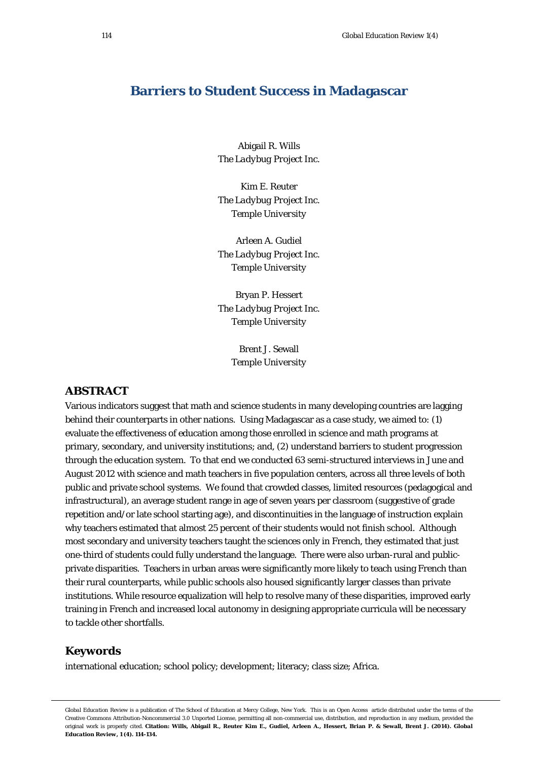# Barriers to Student Success in Madagascar

Abigail R. Wills
*The Ladybug Project Inc.*

Kim E. Reuter
*The Ladybug Project Inc.*
*Temple University*

Arleen A. Gudiel
*The Ladybug Project Inc.*
*Temple University*

Bryan P. Hessert
*The Ladybug Project Inc.*
*Temple University*

Brent J. Sewall
*Temple University*

## ABSTRACT

Various indicators suggest that math and science students in many developing countries are lagging behind their counterparts in other nations. Using Madagascar as a case study, we aimed to: (1) evaluate the effectiveness of education among those enrolled in science and math programs at primary, secondary, and university institutions; and, (2) understand barriers to student progression through the education system. To that end we conducted 63 semi-structured interviews in June and August 2012 with science and math teachers in five population centers, across all three levels of both public and private school systems. We found that crowded classes, limited resources (pedagogical and infrastructural), an average student range in age of seven years per classroom (suggestive of grade repetition and/or late school starting age), and discontinuities in the language of instruction explain why teachers estimated that almost 25 percent of their students would not finish school. Although most secondary and university teachers taught the sciences only in French, they estimated that just one-third of students could fully understand the language. There were also urban-rural and public-private disparities. Teachers in urban areas were significantly more likely to teach using French than their rural counterparts, while public schools also housed significantly larger classes than private institutions. While resource equalization will help to resolve many of these disparities, improved early training in French and increased local autonomy in designing appropriate curricula will be necessary to tackle other shortfalls.

## Keywords

international education; school policy; development; literacy; class size; Africa.

---

*Global Education Review* is a publication of The School of Education at Mercy College, New York. This is an Open Access article distributed under the terms of the Creative Commons Attribution-Noncommercial 3.0 Unported License, permitting all non-commercial use, distribution, and reproduction in any medium, provided the original work is properly cited. **Citation: Wills, Abigail R., Reuter Kim E., Gudiel, Arleen A., Hessert, Brian P. & Sewall, Brent J. (2014). Global Education Review, 1 (4). 114-134.**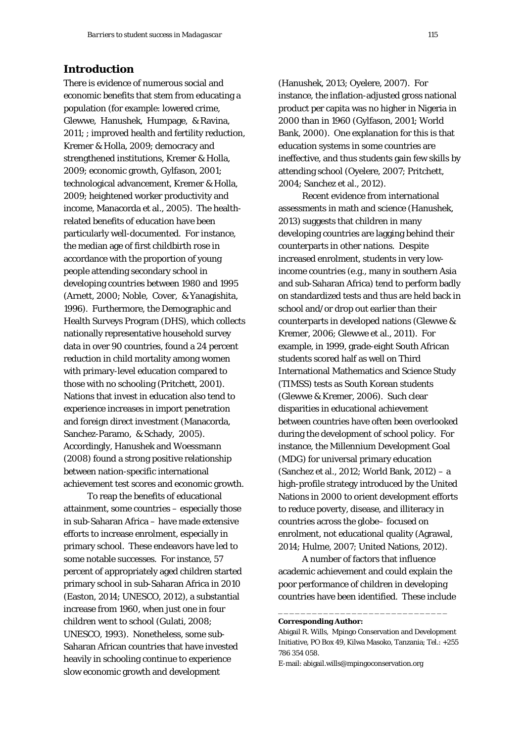## Introduction

There is evidence of numerous social and economic benefits that stem from educating a population (for example: lowered crime, Glewwe, Hanushek, Humpage, & Ravina, 2011; ; improved health and fertility reduction, Kremer & Holla, 2009; democracy and strengthened institutions, Kremer & Holla, 2009; economic growth, Gylfason, 2001; technological advancement, Kremer & Holla, 2009; heightened worker productivity and income, Manacorda et al., 2005). The health-related benefits of education have been particularly well-documented. For instance, the median age of first childbirth rose in accordance with the proportion of young people attending secondary school in developing countries between 1980 and 1995 (Arnett, 2000; Noble, Cover, & Yanagishita, 1996). Furthermore, the Demographic and Health Surveys Program (DHS), which collects nationally representative household survey data in over 90 countries, found a 24 percent reduction in child mortality among women with primary-level education compared to those with no schooling (Pritchett, 2001). Nations that invest in education also tend to experience increases in import penetration and foreign direct investment (Manacorda, Sanchez-Paramo, & Schady, 2005). Accordingly, Hanushek and Woessmann (2008) found a strong positive relationship between nation-specific international achievement test scores and economic growth.

To reap the benefits of educational attainment, some countries – especially those in sub-Saharan Africa – have made extensive efforts to increase enrolment, especially in primary school. These endeavors have led to some notable successes. For instance, 57 percent of appropriately aged children started primary school in sub-Saharan Africa in 2010 (Easton, 2014; UNESCO, 2012), a substantial increase from 1960, when just one in four children went to school (Gulati, 2008; UNESCO, 1993). Nonetheless, some sub-Saharan African countries that have invested heavily in schooling continue to experience slow economic growth and development (Hanushek, 2013; Oyelere, 2007). For instance, the inflation-adjusted gross national product per capita was no higher in Nigeria in 2000 than in 1960 (Gylfason, 2001; World Bank, 2000). One explanation for this is that education systems in some countries are ineffective, and thus students gain few skills by attending school (Oyelere, 2007; Pritchett, 2004; Sanchez et al., 2012).

Recent evidence from international assessments in math and science (Hanushek, 2013) suggests that children in many developing countries are lagging behind their counterparts in other nations. Despite increased enrolment, students in very low-income countries (e.g., many in southern Asia and sub-Saharan Africa) tend to perform badly on standardized tests and thus are held back in school and/or drop out earlier than their counterparts in developed nations (Glewwe & Kremer, 2006; Glewwe et al., 2011). For example, in 1999, grade-eight South African students scored half as well on Third International Mathematics and Science Study (TIMSS) tests as South Korean students (Glewwe & Kremer, 2006). Such clear disparities in educational achievement between countries have often been overlooked during the development of school policy. For instance, the Millennium Development Goal (MDG) for universal primary education (Sanchez et al., 2012; World Bank, 2012) – a high-profile strategy introduced by the United Nations in 2000 to orient development efforts to reduce poverty, disease, and illiteracy in countries across the globe– focused on enrolment, not educational quality (Agrawal, 2014; Hulme, 2007; United Nations, 2012).

A number of factors that influence academic achievement and could explain the poor performance of children in developing countries have been identified. These include

**Corresponding Author:**

Abigail R. Wills, Mpingo Conservation and Development Initiative, PO Box 49, Kilwa Masoko, Tanzania; Tel.: +255 786 354 058.

E-mail: abigail.wills@mpingoconservation.org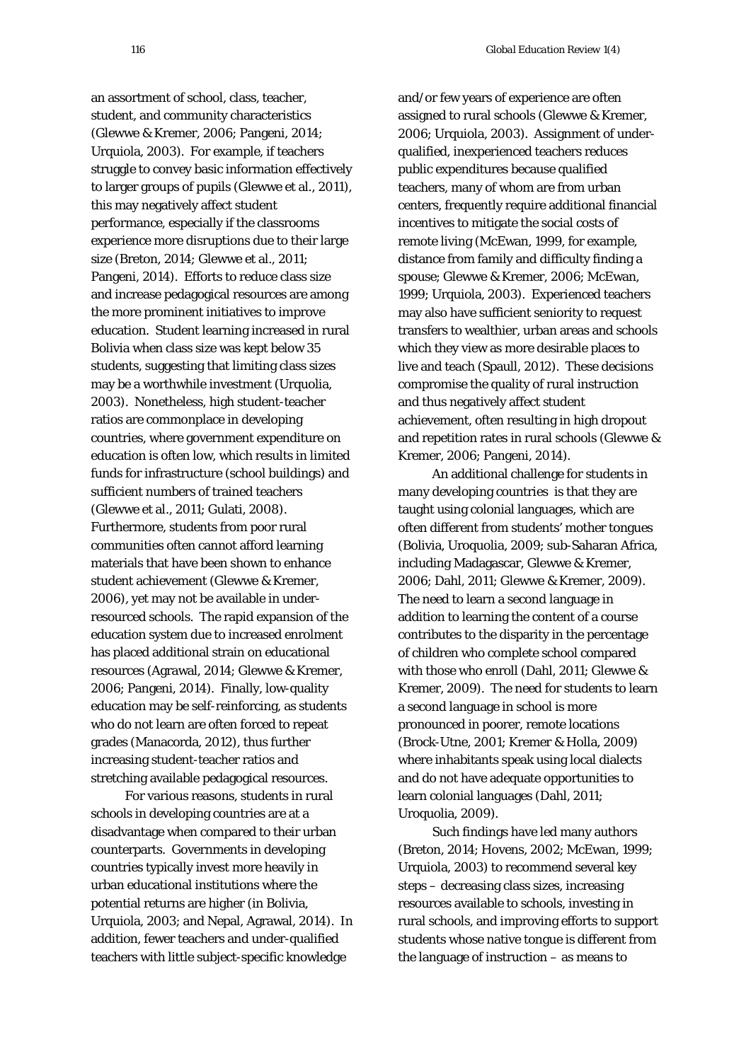an assortment of school, class, teacher, student, and community characteristics (Glewwe & Kremer, 2006; Pangeni, 2014; Urquiola, 2003). For example, if teachers struggle to convey basic information effectively to larger groups of pupils (Glewwe et al., 2011), this may negatively affect student performance, especially if the classrooms experience more disruptions due to their large size (Breton, 2014; Glewwe et al., 2011; Pangeni, 2014). Efforts to reduce class size and increase pedagogical resources are among the more prominent initiatives to improve education. Student learning increased in rural Bolivia when class size was kept below 35 students, suggesting that limiting class sizes may be a worthwhile investment (Urquolia, 2003). Nonetheless, high student-teacher ratios are commonplace in developing countries, where government expenditure on education is often low, which results in limited funds for infrastructure (school buildings) and sufficient numbers of trained teachers (Glewwe et al., 2011; Gulati, 2008). Furthermore, students from poor rural communities often cannot afford learning materials that have been shown to enhance student achievement (Glewwe & Kremer, 2006), yet may not be available in under-resourced schools. The rapid expansion of the education system due to increased enrolment has placed additional strain on educational resources (Agrawal, 2014; Glewwe & Kremer, 2006; Pangeni, 2014). Finally, low-quality education may be self-reinforcing, as students who do not learn are often forced to repeat grades (Manacorda, 2012), thus further increasing student-teacher ratios and stretching available pedagogical resources.

For various reasons, students in rural schools in developing countries are at a disadvantage when compared to their urban counterparts. Governments in developing countries typically invest more heavily in urban educational institutions where the potential returns are higher (in Bolivia, Urquiola, 2003; and Nepal, Agrawal, 2014). In addition, fewer teachers and under-qualified teachers with little subject-specific knowledge and/or few years of experience are often assigned to rural schools (Glewwe & Kremer, 2006; Urquiola, 2003). Assignment of under-qualified, inexperienced teachers reduces public expenditures because qualified teachers, many of whom are from urban centers, frequently require additional financial incentives to mitigate the social costs of remote living (McEwan, 1999, for example, distance from family and difficulty finding a spouse; Glewwe & Kremer, 2006; McEwan, 1999; Urquiola, 2003). Experienced teachers may also have sufficient seniority to request transfers to wealthier, urban areas and schools which they view as more desirable places to live and teach (Spaull, 2012). These decisions compromise the quality of rural instruction and thus negatively affect student achievement, often resulting in high dropout and repetition rates in rural schools (Glewwe & Kremer, 2006; Pangeni, 2014).

An additional challenge for students in many developing countries is that they are taught using colonial languages, which are often different from students' mother tongues (Bolivia, Uroquolia, 2009; sub-Saharan Africa, including Madagascar, Glewwe & Kremer, 2006; Dahl, 2011; Glewwe & Kremer, 2009). The need to learn a second language in addition to learning the content of a course contributes to the disparity in the percentage of children who complete school compared with those who enroll (Dahl, 2011; Glewwe & Kremer, 2009). The need for students to learn a second language in school is more pronounced in poorer, remote locations (Brock-Utne, 2001; Kremer & Holla, 2009) where inhabitants speak using local dialects and do not have adequate opportunities to learn colonial languages (Dahl, 2011; Uroquolia, 2009).

Such findings have led many authors (Breton, 2014; Hovens, 2002; McEwan, 1999; Urquiola, 2003) to recommend several key steps – decreasing class sizes, increasing resources available to schools, investing in rural schools, and improving efforts to support students whose native tongue is different from the language of instruction – as means to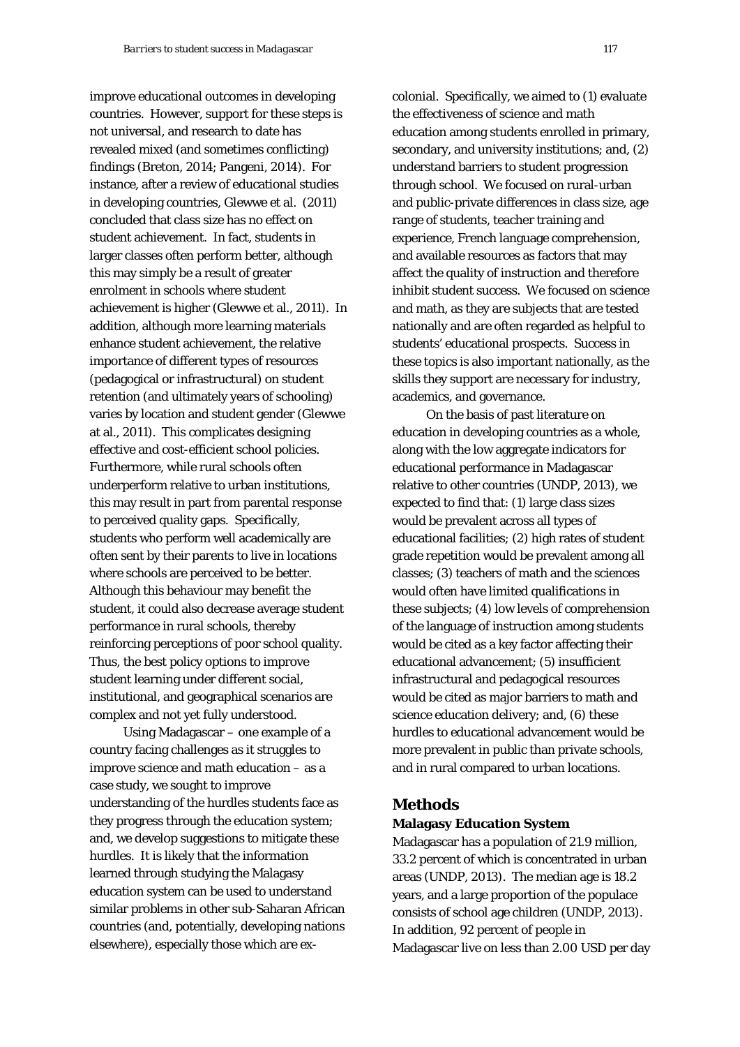improve educational outcomes in developing countries. However, support for these steps is not universal, and research to date has revealed mixed (and sometimes conflicting) findings (Breton, 2014; Pangeni, 2014). For instance, after a review of educational studies in developing countries, Glewwe et al. (2011) concluded that class size has no effect on student achievement. In fact, students in larger classes often perform better, although this may simply be a result of greater enrolment in schools where student achievement is higher (Glewwe et al., 2011). In addition, although more learning materials enhance student achievement, the relative importance of different types of resources (pedagogical or infrastructural) on student retention (and ultimately years of schooling) varies by location and student gender (Glewwe at al., 2011). This complicates designing effective and cost-efficient school policies. Furthermore, while rural schools often underperform relative to urban institutions, this may result in part from parental response to perceived quality gaps. Specifically, students who perform well academically are often sent by their parents to live in locations where schools are perceived to be better. Although this behaviour may benefit the student, it could also decrease average student performance in rural schools, thereby reinforcing perceptions of poor school quality. Thus, the best policy options to improve student learning under different social, institutional, and geographical scenarios are complex and not yet fully understood.

Using Madagascar – one example of a country facing challenges as it struggles to improve science and math education – as a case study, we sought to improve understanding of the hurdles students face as they progress through the education system; and, we develop suggestions to mitigate these hurdles. It is likely that the information learned through studying the Malagasy education system can be used to understand similar problems in other sub-Saharan African countries (and, potentially, developing nations elsewhere), especially those which are ex-colonial. Specifically, we aimed to (1) evaluate the effectiveness of science and math education among students enrolled in primary, secondary, and university institutions; and, (2) understand barriers to student progression through school. We focused on rural-urban and public-private differences in class size, age range of students, teacher training and experience, French language comprehension, and available resources as factors that may affect the quality of instruction and therefore inhibit student success. We focused on science and math, as they are subjects that are tested nationally and are often regarded as helpful to students' educational prospects. Success in these topics is also important nationally, as the skills they support are necessary for industry, academics, and governance.

On the basis of past literature on education in developing countries as a whole, along with the low aggregate indicators for educational performance in Madagascar relative to other countries (UNDP, 2013), we expected to find that: (1) large class sizes would be prevalent across all types of educational facilities; (2) high rates of student grade repetition would be prevalent among all classes; (3) teachers of math and the sciences would often have limited qualifications in these subjects; (4) low levels of comprehension of the language of instruction among students would be cited as a key factor affecting their educational advancement; (5) insufficient infrastructural and pedagogical resources would be cited as major barriers to math and science education delivery; and, (6) these hurdles to educational advancement would be more prevalent in public than private schools, and in rural compared to urban locations.

## Methods

### Malagasy Education System

Madagascar has a population of 21.9 million, 33.2 percent of which is concentrated in urban areas (UNDP, 2013). The median age is 18.2 years, and a large proportion of the populace consists of school age children (UNDP, 2013). In addition, 92 percent of people in Madagascar live on less than 2.00 USD per day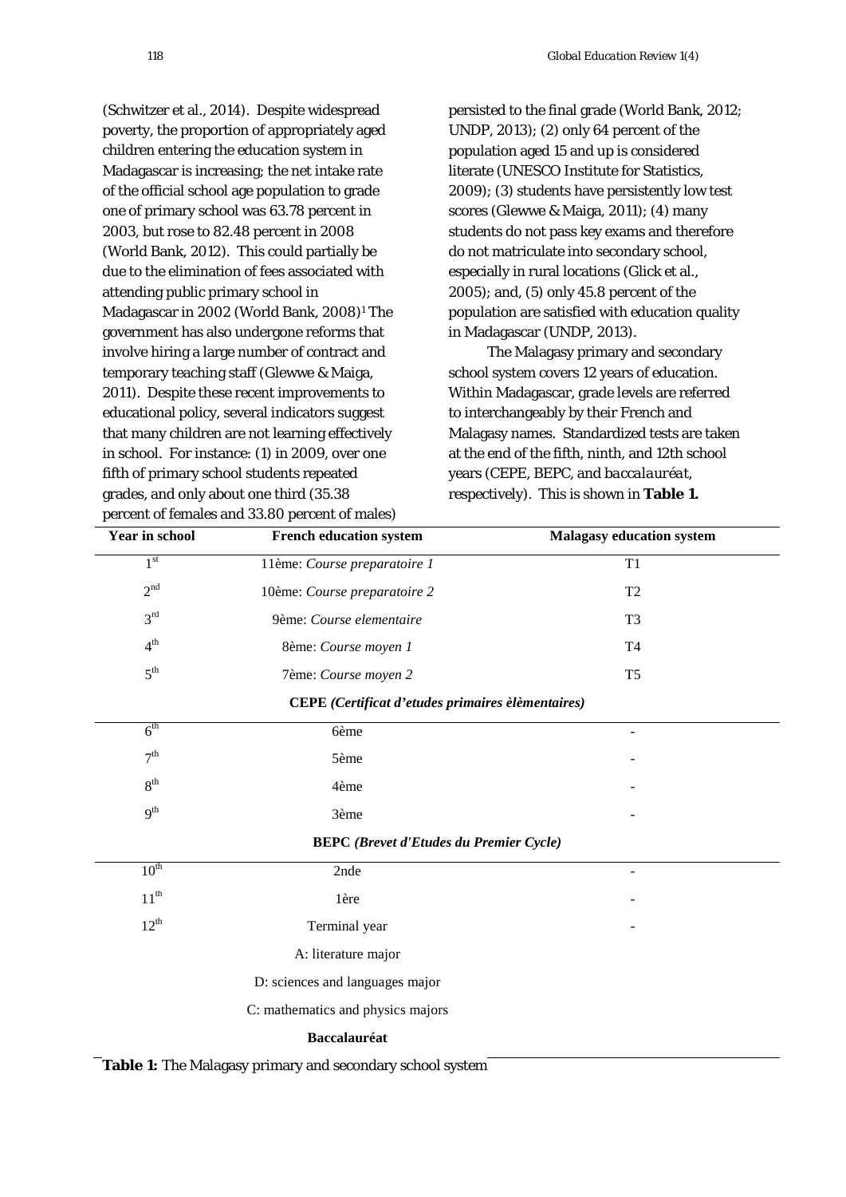(Schwitzer et al., 2014). Despite widespread poverty, the proportion of appropriately aged children entering the education system in Madagascar is increasing; the net intake rate of the official school age population to grade one of primary school was 63.78 percent in 2003, but rose to 82.48 percent in 2008 (World Bank, 2012). This could partially be due to the elimination of fees associated with attending public primary school in Madagascar in 2002 (World Bank, 2008)[1] The government has also undergone reforms that involve hiring a large number of contract and temporary teaching staff (Glewwe & Maiga, 2011). Despite these recent improvements to educational policy, several indicators suggest that many children are not learning effectively in school. For instance: (1) in 2009, over one fifth of primary school students repeated grades, and only about one third (35.38 percent of females and 33.80 percent of males) persisted to the final grade (World Bank, 2012; UNDP, 2013); (2) only 64 percent of the population aged 15 and up is considered literate (UNESCO Institute for Statistics, 2009); (3) students have persistently low test scores (Glewwe & Maiga, 2011); (4) many students do not pass key exams and therefore do not matriculate into secondary school, especially in rural locations (Glick et al., 2005); and, (5) only 45.8 percent of the population are satisfied with education quality in Madagascar (UNDP, 2013).

The Malagasy primary and secondary school system covers 12 years of education. Within Madagascar, grade levels are referred to interchangeably by their French and Malagasy names. Standardized tests are taken at the end of the fifth, ninth, and 12th school years (CEPE, BEPC, and *baccalauréat*, respectively). This is shown in **Table 1.**

| Year in school | French education system | Malagasy education system |
|---|---|---|
| 1st | 11ème: *Course preparatoire 1* | T1 |
| 2nd | 10ème: *Course preparatoire 2* | T2 |
| 3rd | 9ème: *Course elementaire* | T3 |
| 4th | 8ème: *Course moyen 1* | T4 |
| 5th | 7ème: *Course moyen 2* | T5 |
| | **CEPE** ***(Certificat d'etudes primaires èlèmentaires)*** | |
| 6th | 6ème | - |
| 7th | 5ème | - |
| 8th | 4ème | - |
| 9th | 3ème | - |
| | **BEPC** ***(Brevet d'Etudes du Premier Cycle)*** | |
| 10th | 2nde | - |
| 11th | 1ère | - |
| 12th | Terminal year | - |
| | A: literature major | |
| | D: sciences and languages major | |
| | C: mathematics and physics majors | |
| | **Baccalauréat** | |

**Table 1:** The Malagasy primary and secondary school system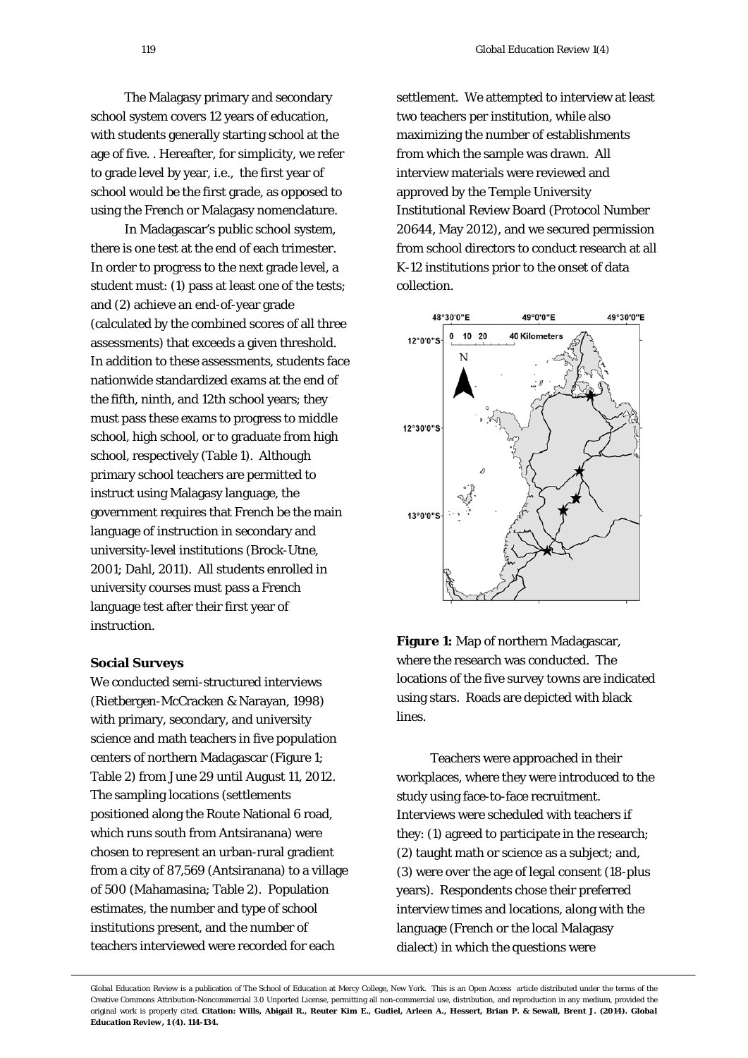The Malagasy primary and secondary school system covers 12 years of education, with students generally starting school at the age of five. . Hereafter, for simplicity, we refer to grade level by year, i.e., the first year of school would be the first grade, as opposed to using the French or Malagasy nomenclature.

In Madagascar's public school system, there is one test at the end of each trimester. In order to progress to the next grade level, a student must: (1) pass at least one of the tests; and (2) achieve an end-of-year grade (calculated by the combined scores of all three assessments) that exceeds a given threshold. In addition to these assessments, students face nationwide standardized exams at the end of the fifth, ninth, and 12th school years; they must pass these exams to progress to middle school, high school, or to graduate from high school, respectively (Table 1). Although primary school teachers are permitted to instruct using Malagasy language, the government requires that French be the main language of instruction in secondary and university-level institutions (Brock-Utne, 2001; Dahl, 2011). All students enrolled in university courses must pass a French language test after their first year of instruction.

### Social Surveys

We conducted semi-structured interviews (Rietbergen-McCracken & Narayan, 1998) with primary, secondary, and university science and math teachers in five population centers of northern Madagascar (Figure 1; Table 2) from June 29 until August 11, 2012. The sampling locations (settlements positioned along the Route National 6 road, which runs south from Antsiranana) were chosen to represent an urban-rural gradient from a city of 87,569 (Antsiranana) to a village of 500 (Mahamasina; Table 2). Population estimates, the number and type of school institutions present, and the number of teachers interviewed were recorded for each settlement. We attempted to interview at least two teachers per institution, while also maximizing the number of establishments from which the sample was drawn. All interview materials were reviewed and approved by the Temple University Institutional Review Board (Protocol Number 20644, May 2012), and we secured permission from school directors to conduct research at all K-12 institutions prior to the onset of data collection.

**Figure 1:** Map of northern Madagascar, where the research was conducted. The locations of the five survey towns are indicated using stars. Roads are depicted with black lines.

Teachers were approached in their workplaces, where they were introduced to the study using face-to-face recruitment. Interviews were scheduled with teachers if they: (1) agreed to participate in the research; (2) taught math or science as a subject; and, (3) were over the age of legal consent (18-plus years). Respondents chose their preferred interview times and locations, along with the language (French or the local Malagasy dialect) in which the questions were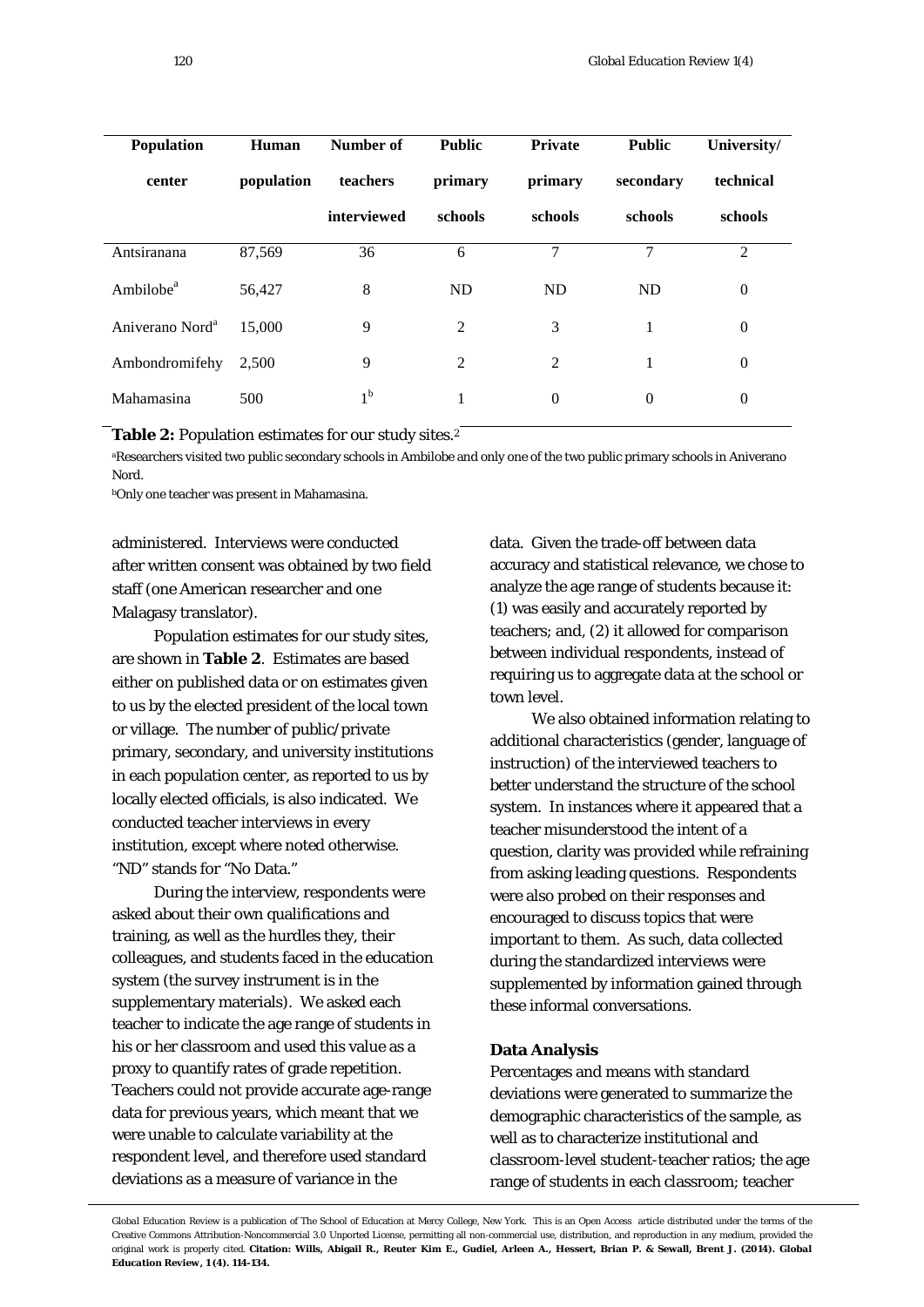| Population center | Human population | Number of teachers interviewed | Public primary schools | Private primary schools | Public secondary schools | University/ technical schools |
|---|---|---|---|---|---|---|
| Antsiranana | 87,569 | 36 | 6 | 7 | 7 | 2 |
| Ambilobe[a] | 56,427 | 8 | ND | ND | ND | 0 |
| Aniverano Nord[a] | 15,000 | 9 | 2 | 3 | 1 | 0 |
| Ambondromifehy | 2,500 | 9 | 2 | 2 | 1 | 0 |
| Mahamasina | 500 | 1[b] | 1 | 0 | 0 | 0 |

**Table 2:** Population estimates for our study sites.[2]

[a]Researchers visited two public secondary schools in Ambilobe and only one of the two public primary schools in Aniverano Nord.

[b]Only one teacher was present in Mahamasina.

administered. Interviews were conducted after written consent was obtained by two field staff (one American researcher and one Malagasy translator).

Population estimates for our study sites, are shown in **Table 2**. Estimates are based either on published data or on estimates given to us by the elected president of the local town or village. The number of public/private primary, secondary, and university institutions in each population center, as reported to us by locally elected officials, is also indicated. We conducted teacher interviews in every institution, except where noted otherwise. "ND" stands for "No Data."

During the interview, respondents were asked about their own qualifications and training, as well as the hurdles they, their colleagues, and students faced in the education system (the survey instrument is in the supplementary materials). We asked each teacher to indicate the age range of students in his or her classroom and used this value as a proxy to quantify rates of grade repetition. Teachers could not provide accurate age-range data for previous years, which meant that we were unable to calculate variability at the respondent level, and therefore used standard deviations as a measure of variance in the data. Given the trade-off between data accuracy and statistical relevance, we chose to analyze the age range of students because it: (1) was easily and accurately reported by teachers; and, (2) it allowed for comparison between individual respondents, instead of requiring us to aggregate data at the school or town level.

We also obtained information relating to additional characteristics (gender, language of instruction) of the interviewed teachers to better understand the structure of the school system. In instances where it appeared that a teacher misunderstood the intent of a question, clarity was provided while refraining from asking leading questions. Respondents were also probed on their responses and encouraged to discuss topics that were important to them. As such, data collected during the standardized interviews were supplemented by information gained through these informal conversations.

### Data Analysis

Percentages and means with standard deviations were generated to summarize the demographic characteristics of the sample, as well as to characterize institutional and classroom-level student-teacher ratios; the age range of students in each classroom; teacher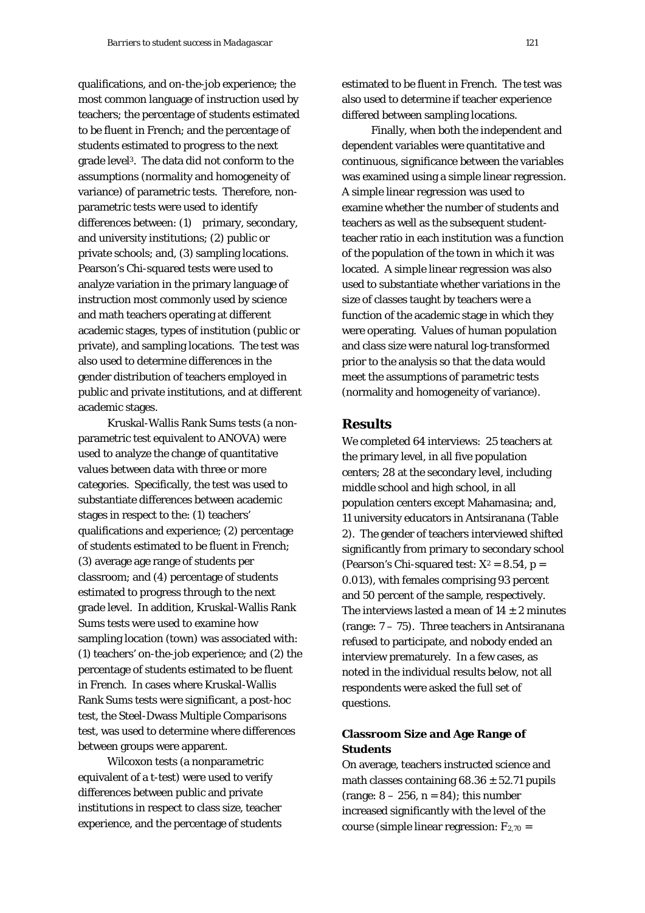qualifications, and on-the-job experience; the most common language of instruction used by teachers; the percentage of students estimated to be fluent in French; and the percentage of students estimated to progress to the next grade level[3]. The data did not conform to the assumptions (normality and homogeneity of variance) of parametric tests. Therefore, non-parametric tests were used to identify differences between: (1) primary, secondary, and university institutions; (2) public or private schools; and, (3) sampling locations. Pearson's Chi-squared tests were used to analyze variation in the primary language of instruction most commonly used by science and math teachers operating at different academic stages, types of institution (public or private), and sampling locations. The test was also used to determine differences in the gender distribution of teachers employed in public and private institutions, and at different academic stages.

Kruskal-Wallis Rank Sums tests (a non-parametric test equivalent to ANOVA) were used to analyze the change of quantitative values between data with three or more categories. Specifically, the test was used to substantiate differences between academic stages in respect to the: (1) teachers' qualifications and experience; (2) percentage of students estimated to be fluent in French; (3) average age range of students per classroom; and (4) percentage of students estimated to progress through to the next grade level. In addition, Kruskal-Wallis Rank Sums tests were used to examine how sampling location (town) was associated with: (1) teachers' on-the-job experience; and (2) the percentage of students estimated to be fluent in French. In cases where Kruskal-Wallis Rank Sums tests were significant, a post-hoc test, the Steel-Dwass Multiple Comparisons test, was used to determine where differences between groups were apparent.

Wilcoxon tests (a nonparametric equivalent of a t-test) were used to verify differences between public and private institutions in respect to class size, teacher experience, and the percentage of students estimated to be fluent in French. The test was also used to determine if teacher experience differed between sampling locations.

Finally, when both the independent and dependent variables were quantitative and continuous, significance between the variables was examined using a simple linear regression. A simple linear regression was used to examine whether the number of students and teachers as well as the subsequent student-teacher ratio in each institution was a function of the population of the town in which it was located. A simple linear regression was also used to substantiate whether variations in the size of classes taught by teachers were a function of the academic stage in which they were operating. Values of human population and class size were natural log-transformed prior to the analysis so that the data would meet the assumptions of parametric tests (normality and homogeneity of variance).

## Results

We completed 64 interviews: 25 teachers at the primary level, in all five population centers; 28 at the secondary level, including middle school and high school, in all population centers except Mahamasina; and, 11 university educators in Antsiranana (Table 2). The gender of teachers interviewed shifted significantly from primary to secondary school (Pearson's Chi-squared test: $X^2 = 8.54$, $p = 0.013$), with females comprising 93 percent and 50 percent of the sample, respectively. The interviews lasted a mean of $14 \pm 2$ minutes (range: 7 – 75). Three teachers in Antsiranana refused to participate, and nobody ended an interview prematurely. In a few cases, as noted in the individual results below, not all respondents were asked the full set of questions.

### Classroom Size and Age Range of Students

On average, teachers instructed science and math classes containing $68.36 \pm 52.71$ pupils (range: 8 – 256, $n = 84$); this number increased significantly with the level of the course (simple linear regression: $F_{2,70}$ =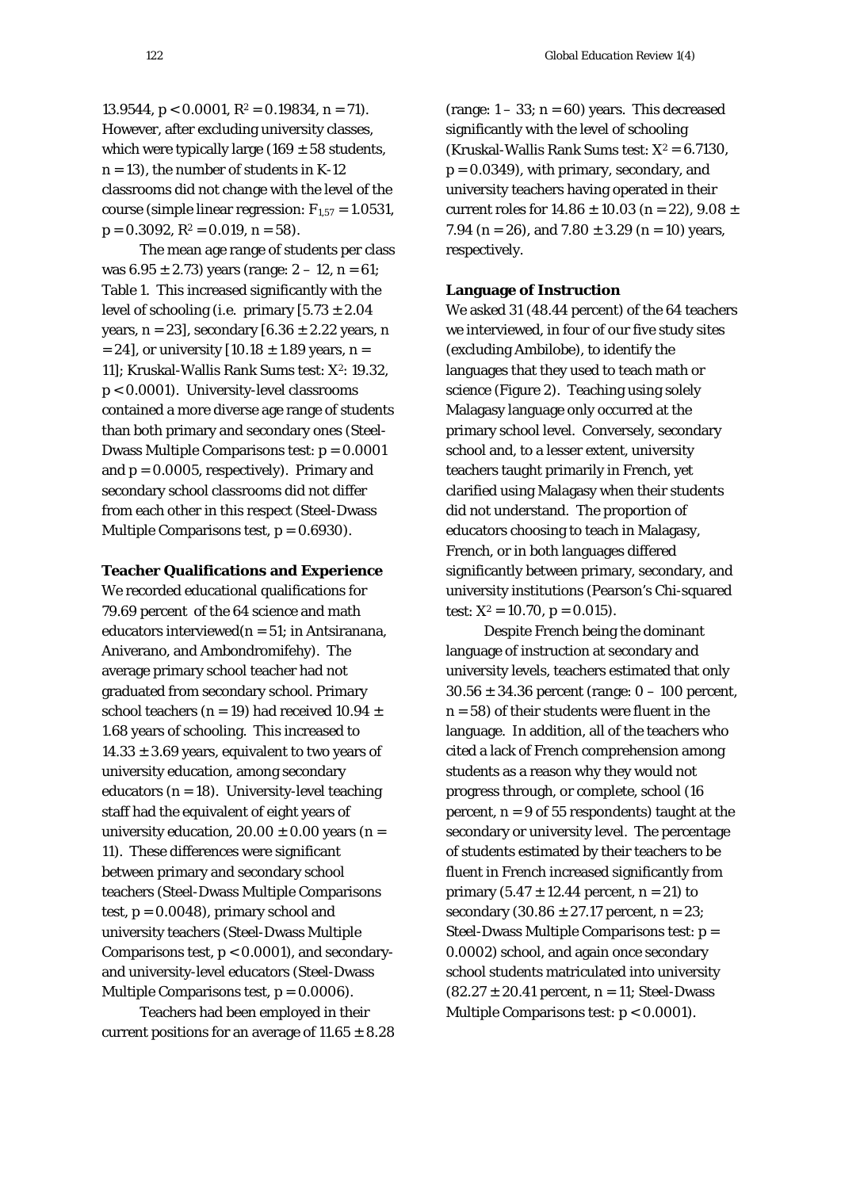13.9544, $p < 0.0001$, $R^2 = 0.19834$, $n = 71$). However, after excluding university classes, which were typically large ($169 \pm 58$ students, $n = 13$), the number of students in K-12 classrooms did not change with the level of the course (simple linear regression: $F_{1,57} = 1.0531$, $p = 0.3092$, $R^2 = 0.019$, $n = 58$).

The mean age range of students per class was $6.95 \pm 2.73$) years (range: 2 – 12, $n = 61$; Table 1. This increased significantly with the level of schooling (i.e. primary [$5.73 \pm 2.04$ years, $n = 23$], secondary [$6.36 \pm 2.22$ years, $n = 24$], or university [$10.18 \pm 1.89$ years, $n = 11$]; Kruskal-Wallis Rank Sums test: $X^2$: 19.32, $p < 0.0001$). University-level classrooms contained a more diverse age range of students than both primary and secondary ones (Steel-Dwass Multiple Comparisons test: $p = 0.0001$ and $p = 0.0005$, respectively). Primary and secondary school classrooms did not differ from each other in this respect (Steel-Dwass Multiple Comparisons test, $p = 0.6930$).

**Teacher Qualifications and Experience**

We recorded educational qualifications for 79.69 percent of the 64 science and math educators interviewed($n = 51$; in Antsiranana, Aniverano, and Ambondromifehy). The average primary school teacher had not graduated from secondary school. Primary school teachers ($n = 19$) had received $10.94 \pm 1.68$ years of schooling. This increased to $14.33 \pm 3.69$ years, equivalent to two years of university education, among secondary educators ($n = 18$). University-level teaching staff had the equivalent of eight years of university education, $20.00 \pm 0.00$ years ($n = 11$). These differences were significant between primary and secondary school teachers (Steel-Dwass Multiple Comparisons test, $p = 0.0048$), primary school and university teachers (Steel-Dwass Multiple Comparisons test, $p < 0.0001$), and secondary- and university-level educators (Steel-Dwass Multiple Comparisons test, $p = 0.0006$).

Teachers had been employed in their current positions for an average of $11.65 \pm 8.28$ (range: 1 – 33; $n = 60$) years. This decreased significantly with the level of schooling (Kruskal-Wallis Rank Sums test: $X^2 = 6.7130$, $p = 0.0349$), with primary, secondary, and university teachers having operated in their current roles for $14.86 \pm 10.03$ ($n = 22$), $9.08 \pm 7.94$ ($n = 26$), and $7.80 \pm 3.29$ ($n = 10$) years, respectively.

**Language of Instruction**

We asked 31 (48.44 percent) of the 64 teachers we interviewed, in four of our five study sites (excluding Ambilobe), to identify the languages that they used to teach math or science (Figure 2). Teaching using solely Malagasy language only occurred at the primary school level. Conversely, secondary school and, to a lesser extent, university teachers taught primarily in French, yet clarified using Malagasy when their students did not understand. The proportion of educators choosing to teach in Malagasy, French, or in both languages differed significantly between primary, secondary, and university institutions (Pearson's Chi-squared test: $X^2 = 10.70$, $p = 0.015$).

Despite French being the dominant language of instruction at secondary and university levels, teachers estimated that only $30.56 \pm 34.36$ percent (range: 0 – 100 percent, $n = 58$) of their students were fluent in the language. In addition, all of the teachers who cited a lack of French comprehension among students as a reason why they would not progress through, or complete, school (16 percent, $n = 9$ of 55 respondents) taught at the secondary or university level. The percentage of students estimated by their teachers to be fluent in French increased significantly from primary ($5.47 \pm 12.44$ percent, $n = 21$) to secondary ($30.86 \pm 27.17$ percent, $n = 23$; Steel-Dwass Multiple Comparisons test: $p = 0.0002$) school, and again once secondary school students matriculated into university ($82.27 \pm 20.41$ percent, $n = 11$; Steel-Dwass Multiple Comparisons test: $p < 0.0001$).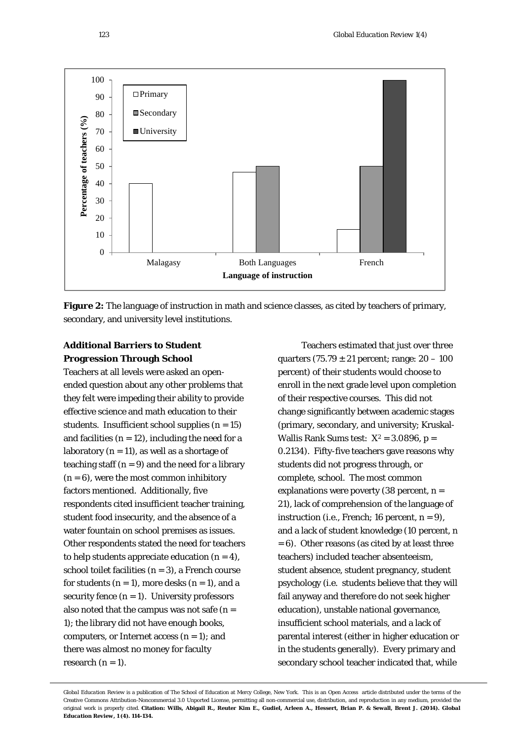**Figure 2:** The language of instruction in math and science classes, as cited by teachers of primary, secondary, and university level institutions.

### Additional Barriers to Student Progression Through School

Teachers at all levels were asked an open-ended question about any other problems that they felt were impeding their ability to provide effective science and math education to their students. Insufficient school supplies ($n = 15$) and facilities ($n = 12$), including the need for a laboratory ($n = 11$), as well as a shortage of teaching staff ($n = 9$) and the need for a library ($n = 6$), were the most common inhibitory factors mentioned. Additionally, five respondents cited insufficient teacher training, student food insecurity, and the absence of a water fountain on school premises as issues. Other respondents stated the need for teachers to help students appreciate education ($n = 4$), school toilet facilities ($n = 3$), a French course for students ($n = 1$), more desks ($n = 1$), and a security fence ($n = 1$). University professors also noted that the campus was not safe ($n = 1$); the library did not have enough books, computers, or Internet access ($n = 1$); and there was almost no money for faculty research ($n = 1$).

Teachers estimated that just over three quarters (75.79 ± 21 percent; range: 20 – 100 percent) of their students would choose to enroll in the next grade level upon completion of their respective courses. This did not change significantly between academic stages (primary, secondary, and university; Kruskal-Wallis Rank Sums test: $X^2 = 3.0896$, $p = 0.2134$). Fifty-five teachers gave reasons why students did not progress through, or complete, school. The most common explanations were poverty (38 percent, $n = 21$), lack of comprehension of the language of instruction (i.e., French; 16 percent, $n = 9$), and a lack of student knowledge (10 percent, $n = 6$). Other reasons (as cited by at least three teachers) included teacher absenteeism, student absence, student pregnancy, student psychology (i.e. students believe that they will fail anyway and therefore do not seek higher education), unstable national governance, insufficient school materials, and a lack of parental interest (either in higher education or in the students generally). Every primary and secondary school teacher indicated that, while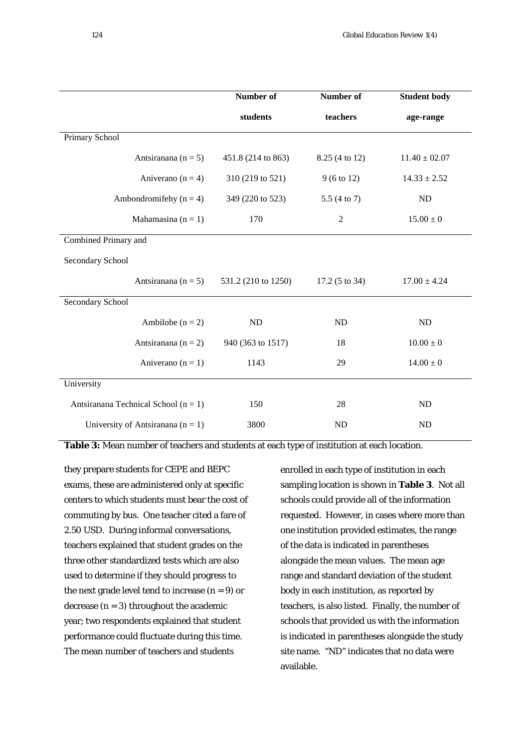| | Number of students | Number of teachers | Student body age-range |
|---|---|---|---|
| Primary School | | | |
| Antsiranana (n = 5) | 451.8 (214 to 863) | 8.25 (4 to 12) | 11.40 ± 02.07 |
| Aniverano (n = 4) | 310 (219 to 521) | 9 (6 to 12) | 14.33 ± 2.52 |
| Ambondromifehy (n = 4) | 349 (220 to 523) | 5.5 (4 to 7) | ND |
| Mahamasina (n = 1) | 170 | 2 | 15.00 ± 0 |
| Combined Primary and Secondary School | | | |
| Antsiranana (n = 5) | 531.2 (210 to 1250) | 17.2 (5 to 34) | 17.00 ± 4.24 |
| Secondary School | | | |
| Ambilobe (n = 2) | ND | ND | ND |
| Antsiranana (n = 2) | 940 (363 to 1517) | 18 | 10.00 ± 0 |
| Aniverano (n = 1) | 1143 | 29 | 14.00 ± 0 |
| University | | | |
| Antsiranana Technical School (n = 1) | 150 | 28 | ND |
| University of Antsiranana (n = 1) | 3800 | ND | ND |

**Table 3:** Mean number of teachers and students at each type of institution at each location.

they prepare students for CEPE and BEPC exams, these are administered only at specific centers to which students must bear the cost of commuting by bus. One teacher cited a fare of 2.50 USD. During informal conversations, teachers explained that student grades on the three other standardized tests which are also used to determine if they should progress to the next grade level tend to increase ($n = 9$) or decrease ($n = 3$) throughout the academic year; two respondents explained that student performance could fluctuate during this time. The mean number of teachers and students enrolled in each type of institution in each sampling location is shown in **Table 3**. Not all schools could provide all of the information requested. However, in cases where more than one institution provided estimates, the range of the data is indicated in parentheses alongside the mean values. The mean age range and standard deviation of the student body in each institution, as reported by teachers, is also listed. Finally, the number of schools that provided us with the information is indicated in parentheses alongside the study site name. "ND" indicates that no data were available.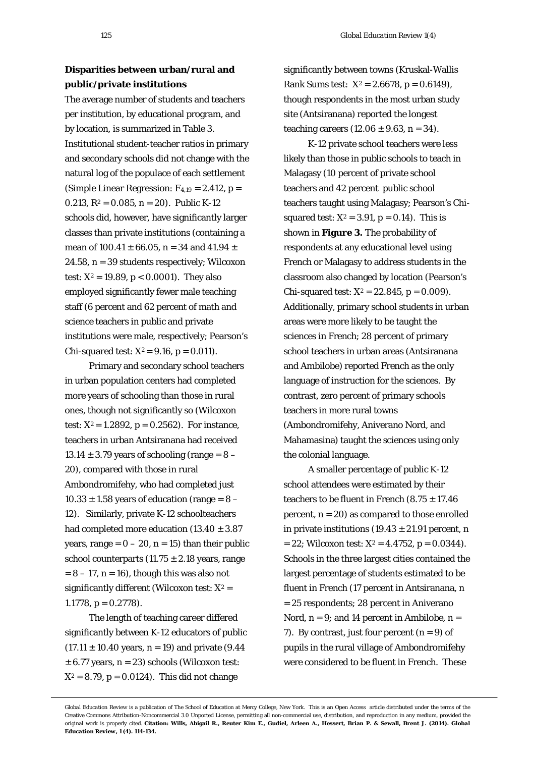### Disparities between urban/rural and public/private institutions

The average number of students and teachers per institution, by educational program, and by location, is summarized in Table 3. Institutional student-teacher ratios in primary and secondary schools did not change with the natural log of the populace of each settlement (Simple Linear Regression: $F_{4,19} = 2.412$, $p = 0.213$, $R^2 = 0.085$, $n = 20$). Public K-12 schools did, however, have significantly larger classes than private institutions (containing a mean of $100.41 \pm 66.05$, $n = 34$ and $41.94 \pm 24.58$, $n = 39$ students respectively; Wilcoxon test: $X^2 = 19.89$, $p < 0.0001$). They also employed significantly fewer male teaching staff (6 percent and 62 percent of math and science teachers in public and private institutions were male, respectively; Pearson's Chi-squared test: $X^2 = 9.16$, $p = 0.011$).

Primary and secondary school teachers in urban population centers had completed more years of schooling than those in rural ones, though not significantly so (Wilcoxon test: $X^2 = 1.2892$, $p = 0.2562$). For instance, teachers in urban Antsiranana had received $13.14 \pm 3.79$ years of schooling (range = 8 – 20), compared with those in rural Ambondromifehy, who had completed just $10.33 \pm 1.58$ years of education (range = 8 – 12). Similarly, private K-12 schoolteachers had completed more education ($13.40 \pm 3.87$ years, range = 0 – 20, $n = 15$) than their public school counterparts ($11.75 \pm 2.18$ years, range = 8 – 17, $n = 16$), though this was also not significantly different (Wilcoxon test: $X^2 = 1.1778$, $p = 0.2778$).

The length of teaching career differed significantly between K-12 educators of public ($17.11 \pm 10.40$ years, $n = 19$) and private ($9.44 \pm 6.77$ years, $n = 23$) schools (Wilcoxon test: $X^2 = 8.79$, $p = 0.0124$). This did not change significantly between towns (Kruskal-Wallis Rank Sums test: $X^2 = 2.6678$, $p = 0.6149$), though respondents in the most urban study site (Antsiranana) reported the longest teaching careers ($12.06 \pm 9.63$, $n = 34$).

K-12 private school teachers were less likely than those in public schools to teach in Malagasy (10 percent of private school teachers and 42 percent public school teachers taught using Malagasy; Pearson's Chi-squared test: $X^2 = 3.91$, $p = 0.14$). This is shown in **Figure 3.** The probability of respondents at any educational level using French or Malagasy to address students in the classroom also changed by location (Pearson's Chi-squared test: $X^2 = 22.845$, $p = 0.009$). Additionally, primary school students in urban areas were more likely to be taught the sciences in French; 28 percent of primary school teachers in urban areas (Antsiranana and Ambilobe) reported French as the only language of instruction for the sciences. By contrast, zero percent of primary schools teachers in more rural towns (Ambondromifehy, Aniverano Nord, and Mahamasina) taught the sciences using only the colonial language.

A smaller percentage of public K-12 school attendees were estimated by their teachers to be fluent in French ($8.75 \pm 17.46$ percent, $n = 20$) as compared to those enrolled in private institutions ($19.43 \pm 21.91$ percent, $n = 22$; Wilcoxon test: $X^2 = 4.4752$, $p = 0.0344$). Schools in the three largest cities contained the largest percentage of students estimated to be fluent in French (17 percent in Antsiranana, $n = 25$ respondents; 28 percent in Aniverano Nord, $n = 9$; and 14 percent in Ambilobe, $n = 7$). By contrast, just four percent ($n = 9$) of pupils in the rural village of Ambondromifehy were considered to be fluent in French. These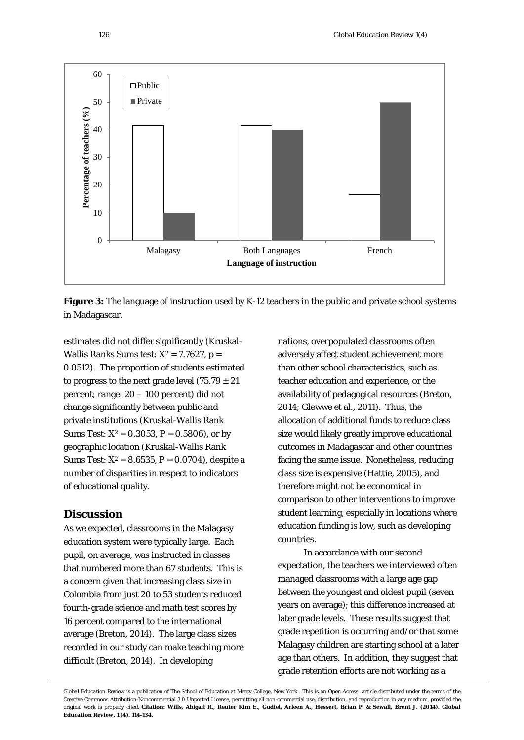**Figure 3:** The language of instruction used by K-12 teachers in the public and private school systems in Madagascar.

estimates did not differ significantly (Kruskal-Wallis Ranks Sums test: $X^2 = 7.7627$, $p = 0.0512$). The proportion of students estimated to progress to the next grade level ($75.79 \pm 21$ percent; range: 20 – 100 percent) did not change significantly between public and private institutions (Kruskal-Wallis Rank Sums Test: $X^2 = 0.3053$, $P = 0.5806$), or by geographic location (Kruskal-Wallis Rank Sums Test: $X^2 = 8.6535$, $P = 0.0704$), despite a number of disparities in respect to indicators of educational quality.

## Discussion

As we expected, classrooms in the Malagasy education system were typically large. Each pupil, on average, was instructed in classes that numbered more than 67 students. This is a concern given that increasing class size in Colombia from just 20 to 53 students reduced fourth-grade science and math test scores by 16 percent compared to the international average (Breton, 2014). The large class sizes recorded in our study can make teaching more difficult (Breton, 2014). In developing nations, overpopulated classrooms often adversely affect student achievement more than other school characteristics, such as teacher education and experience, or the availability of pedagogical resources (Breton, 2014; Glewwe et al., 2011). Thus, the allocation of additional funds to reduce class size would likely greatly improve educational outcomes in Madagascar and other countries facing the same issue. Nonetheless, reducing class size is expensive (Hattie, 2005), and therefore might not be economical in comparison to other interventions to improve student learning, especially in locations where education funding is low, such as developing countries.

In accordance with our second expectation, the teachers we interviewed often managed classrooms with a large age gap between the youngest and oldest pupil (seven years on average); this difference increased at later grade levels. These results suggest that grade repetition is occurring and/or that some Malagasy children are starting school at a later age than others. In addition, they suggest that grade retention efforts are not working as a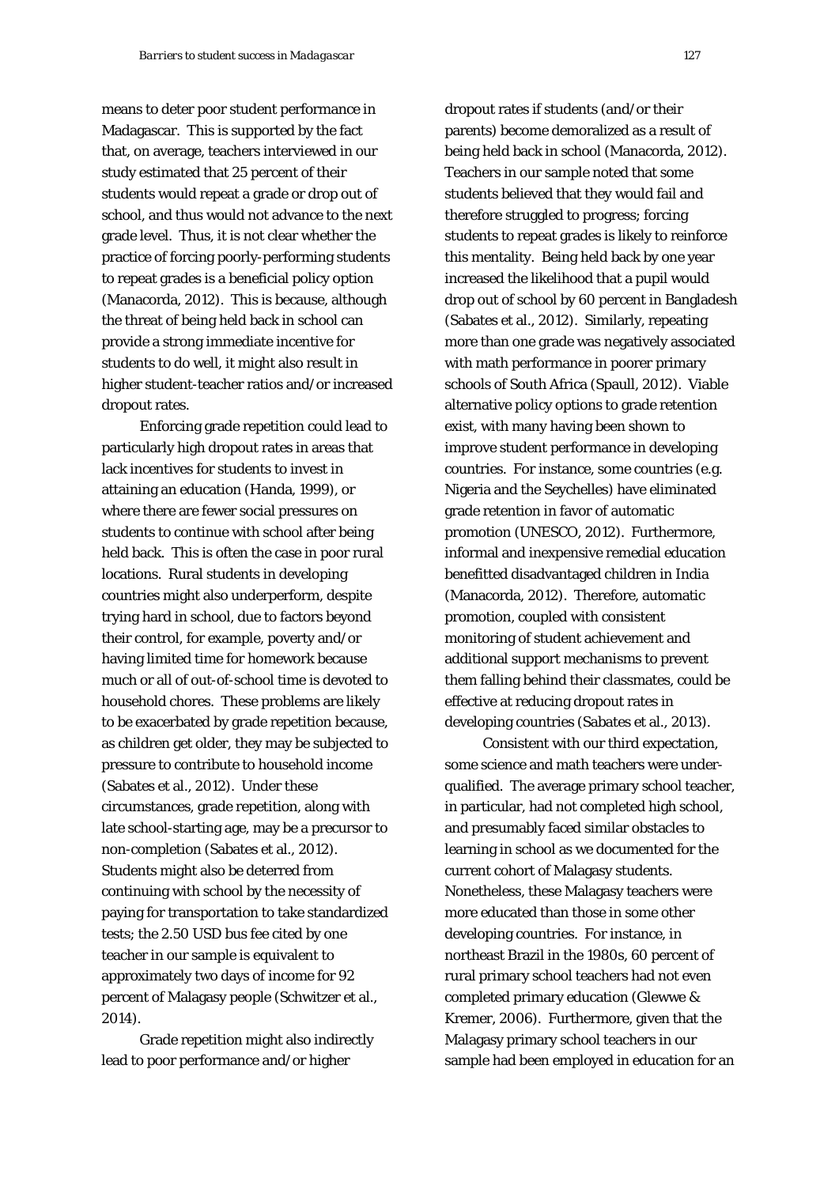means to deter poor student performance in Madagascar. This is supported by the fact that, on average, teachers interviewed in our study estimated that 25 percent of their students would repeat a grade or drop out of school, and thus would not advance to the next grade level. Thus, it is not clear whether the practice of forcing poorly-performing students to repeat grades is a beneficial policy option (Manacorda, 2012). This is because, although the threat of being held back in school can provide a strong immediate incentive for students to do well, it might also result in higher student-teacher ratios and/or increased dropout rates.

Enforcing grade repetition could lead to particularly high dropout rates in areas that lack incentives for students to invest in attaining an education (Handa, 1999), or where there are fewer social pressures on students to continue with school after being held back. This is often the case in poor rural locations. Rural students in developing countries might also underperform, despite trying hard in school, due to factors beyond their control, for example, poverty and/or having limited time for homework because much or all of out-of-school time is devoted to household chores. These problems are likely to be exacerbated by grade repetition because, as children get older, they may be subjected to pressure to contribute to household income (Sabates et al., 2012). Under these circumstances, grade repetition, along with late school-starting age, may be a precursor to non-completion (Sabates et al., 2012). Students might also be deterred from continuing with school by the necessity of paying for transportation to take standardized tests; the 2.50 USD bus fee cited by one teacher in our sample is equivalent to approximately two days of income for 92 percent of Malagasy people (Schwitzer et al., 2014).

Grade repetition might also indirectly lead to poor performance and/or higher dropout rates if students (and/or their parents) become demoralized as a result of being held back in school (Manacorda, 2012). Teachers in our sample noted that some students believed that they would fail and therefore struggled to progress; forcing students to repeat grades is likely to reinforce this mentality. Being held back by one year increased the likelihood that a pupil would drop out of school by 60 percent in Bangladesh (Sabates et al., 2012). Similarly, repeating more than one grade was negatively associated with math performance in poorer primary schools of South Africa (Spaull, 2012). Viable alternative policy options to grade retention exist, with many having been shown to improve student performance in developing countries. For instance, some countries (e.g. Nigeria and the Seychelles) have eliminated grade retention in favor of automatic promotion (UNESCO, 2012). Furthermore, informal and inexpensive remedial education benefitted disadvantaged children in India (Manacorda, 2012). Therefore, automatic promotion, coupled with consistent monitoring of student achievement and additional support mechanisms to prevent them falling behind their classmates, could be effective at reducing dropout rates in developing countries (Sabates et al., 2013).

Consistent with our third expectation, some science and math teachers were under-qualified. The average primary school teacher, in particular, had not completed high school, and presumably faced similar obstacles to learning in school as we documented for the current cohort of Malagasy students. Nonetheless, these Malagasy teachers were more educated than those in some other developing countries. For instance, in northeast Brazil in the 1980s, 60 percent of rural primary school teachers had not even completed primary education (Glewwe & Kremer, 2006). Furthermore, given that the Malagasy primary school teachers in our sample had been employed in education for an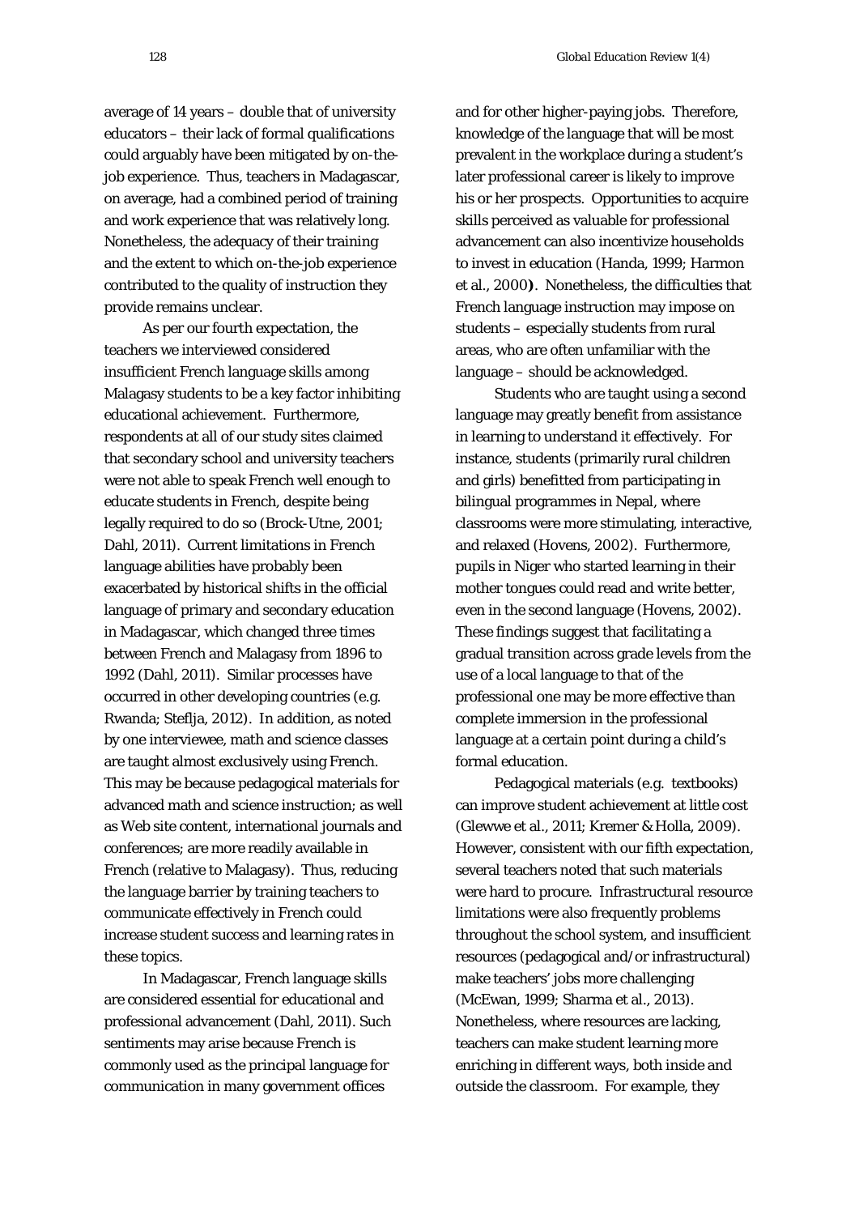average of 14 years – double that of university educators – their lack of formal qualifications could arguably have been mitigated by on-the-job experience. Thus, teachers in Madagascar, on average, had a combined period of training and work experience that was relatively long. Nonetheless, the adequacy of their training and the extent to which on-the-job experience contributed to the quality of instruction they provide remains unclear.

As per our fourth expectation, the teachers we interviewed considered insufficient French language skills among Malagasy students to be a key factor inhibiting educational achievement. Furthermore, respondents at all of our study sites claimed that secondary school and university teachers were not able to speak French well enough to educate students in French, despite being legally required to do so (Brock-Utne, 2001; Dahl, 2011). Current limitations in French language abilities have probably been exacerbated by historical shifts in the official language of primary and secondary education in Madagascar, which changed three times between French and Malagasy from 1896 to 1992 (Dahl, 2011). Similar processes have occurred in other developing countries (e.g. Rwanda; Steflja, 2012). In addition, as noted by one interviewee, math and science classes are taught almost exclusively using French. This may be because pedagogical materials for advanced math and science instruction; as well as Web site content, international journals and conferences; are more readily available in French (relative to Malagasy). Thus, reducing the language barrier by training teachers to communicate effectively in French could increase student success and learning rates in these topics.

In Madagascar, French language skills are considered essential for educational and professional advancement (Dahl, 2011). Such sentiments may arise because French is commonly used as the principal language for communication in many government offices and for other higher-paying jobs. Therefore, knowledge of the language that will be most prevalent in the workplace during a student's later professional career is likely to improve his or her prospects. Opportunities to acquire skills perceived as valuable for professional advancement can also incentivize households to invest in education (Handa, 1999; Harmon et al., 2000**)**. Nonetheless, the difficulties that French language instruction may impose on students – especially students from rural areas, who are often unfamiliar with the language – should be acknowledged.

Students who are taught using a second language may greatly benefit from assistance in learning to understand it effectively. For instance, students (primarily rural children and girls) benefitted from participating in bilingual programmes in Nepal, where classrooms were more stimulating, interactive, and relaxed (Hovens, 2002). Furthermore, pupils in Niger who started learning in their mother tongues could read and write better, even in the second language (Hovens, 2002). These findings suggest that facilitating a gradual transition across grade levels from the use of a local language to that of the professional one may be more effective than complete immersion in the professional language at a certain point during a child's formal education.

Pedagogical materials (e.g. textbooks) can improve student achievement at little cost (Glewwe et al., 2011; Kremer & Holla, 2009). However, consistent with our fifth expectation, several teachers noted that such materials were hard to procure. Infrastructural resource limitations were also frequently problems throughout the school system, and insufficient resources (pedagogical and/or infrastructural) make teachers' jobs more challenging (McEwan, 1999; Sharma et al., 2013). Nonetheless, where resources are lacking, teachers can make student learning more enriching in different ways, both inside and outside the classroom. For example, they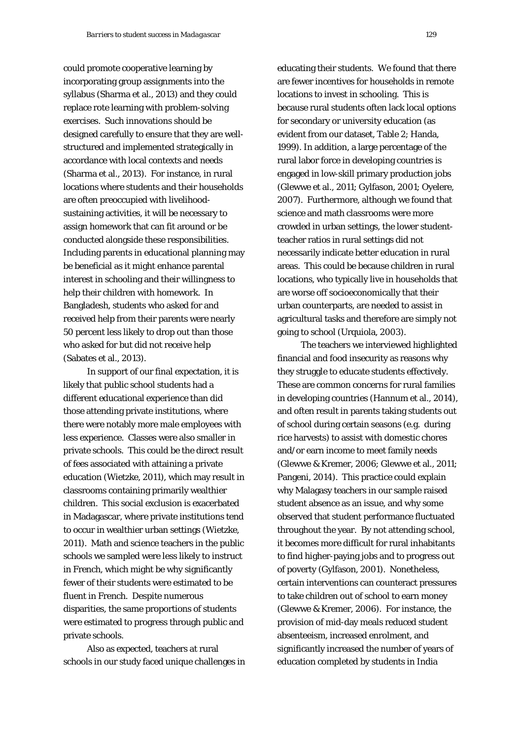could promote cooperative learning by incorporating group assignments into the syllabus (Sharma et al., 2013) and they could replace rote learning with problem-solving exercises. Such innovations should be designed carefully to ensure that they are well-structured and implemented strategically in accordance with local contexts and needs (Sharma et al., 2013). For instance, in rural locations where students and their households are often preoccupied with livelihood-sustaining activities, it will be necessary to assign homework that can fit around or be conducted alongside these responsibilities. Including parents in educational planning may be beneficial as it might enhance parental interest in schooling and their willingness to help their children with homework. In Bangladesh, students who asked for and received help from their parents were nearly 50 percent less likely to drop out than those who asked for but did not receive help (Sabates et al., 2013).

In support of our final expectation, it is likely that public school students had a different educational experience than did those attending private institutions, where there were notably more male employees with less experience. Classes were also smaller in private schools. This could be the direct result of fees associated with attaining a private education (Wietzke, 2011), which may result in classrooms containing primarily wealthier children. This social exclusion is exacerbated in Madagascar, where private institutions tend to occur in wealthier urban settings (Wietzke, 2011). Math and science teachers in the public schools we sampled were less likely to instruct in French, which might be why significantly fewer of their students were estimated to be fluent in French. Despite numerous disparities, the same proportions of students were estimated to progress through public and private schools.

Also as expected, teachers at rural schools in our study faced unique challenges in educating their students. We found that there are fewer incentives for households in remote locations to invest in schooling. This is because rural students often lack local options for secondary or university education (as evident from our dataset, Table 2; Handa, 1999). In addition, a large percentage of the rural labor force in developing countries is engaged in low-skill primary production jobs (Glewwe et al., 2011; Gylfason, 2001; Oyelere, 2007). Furthermore, although we found that science and math classrooms were more crowded in urban settings, the lower student-teacher ratios in rural settings did not necessarily indicate better education in rural areas. This could be because children in rural locations, who typically live in households that are worse off socioeconomically that their urban counterparts, are needed to assist in agricultural tasks and therefore are simply not going to school (Urquiola, 2003).

The teachers we interviewed highlighted financial and food insecurity as reasons why they struggle to educate students effectively. These are common concerns for rural families in developing countries (Hannum et al., 2014), and often result in parents taking students out of school during certain seasons (e.g. during rice harvests) to assist with domestic chores and/or earn income to meet family needs (Glewwe & Kremer, 2006; Glewwe et al., 2011; Pangeni, 2014). This practice could explain why Malagasy teachers in our sample raised student absence as an issue, and why some observed that student performance fluctuated throughout the year. By not attending school, it becomes more difficult for rural inhabitants to find higher-paying jobs and to progress out of poverty (Gylfason, 2001). Nonetheless, certain interventions can counteract pressures to take children out of school to earn money (Glewwe & Kremer, 2006). For instance, the provision of mid-day meals reduced student absenteeism, increased enrolment, and significantly increased the number of years of education completed by students in India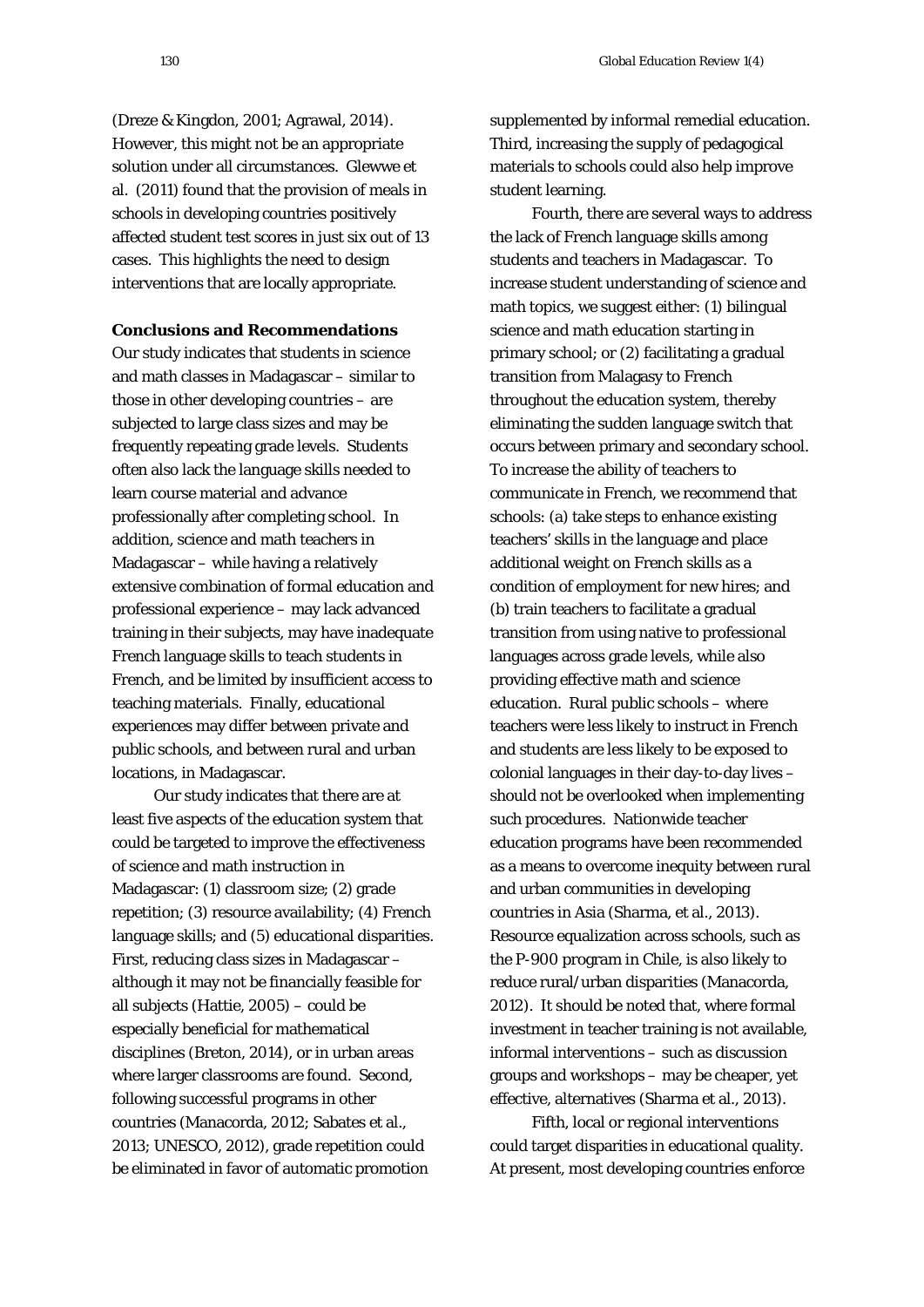(Dreze & Kingdon, 2001; Agrawal, 2014). However, this might not be an appropriate solution under all circumstances. Glewwe et al. (2011) found that the provision of meals in schools in developing countries positively affected student test scores in just six out of 13 cases. This highlights the need to design interventions that are locally appropriate.

**Conclusions and Recommendations**

Our study indicates that students in science and math classes in Madagascar – similar to those in other developing countries – are subjected to large class sizes and may be frequently repeating grade levels. Students often also lack the language skills needed to learn course material and advance professionally after completing school. In addition, science and math teachers in Madagascar – while having a relatively extensive combination of formal education and professional experience – may lack advanced training in their subjects, may have inadequate French language skills to teach students in French, and be limited by insufficient access to teaching materials. Finally, educational experiences may differ between private and public schools, and between rural and urban locations, in Madagascar.

Our study indicates that there are at least five aspects of the education system that could be targeted to improve the effectiveness of science and math instruction in Madagascar: (1) classroom size; (2) grade repetition; (3) resource availability; (4) French language skills; and (5) educational disparities. First, reducing class sizes in Madagascar – although it may not be financially feasible for all subjects (Hattie, 2005) – could be especially beneficial for mathematical disciplines (Breton, 2014), or in urban areas where larger classrooms are found. Second, following successful programs in other countries (Manacorda, 2012; Sabates et al., 2013; UNESCO, 2012), grade repetition could be eliminated in favor of automatic promotion supplemented by informal remedial education. Third, increasing the supply of pedagogical materials to schools could also help improve student learning.

Fourth, there are several ways to address the lack of French language skills among students and teachers in Madagascar. To increase student understanding of science and math topics, we suggest either: (1) bilingual science and math education starting in primary school; or (2) facilitating a gradual transition from Malagasy to French throughout the education system, thereby eliminating the sudden language switch that occurs between primary and secondary school. To increase the ability of teachers to communicate in French, we recommend that schools: (a) take steps to enhance existing teachers' skills in the language and place additional weight on French skills as a condition of employment for new hires; and (b) train teachers to facilitate a gradual transition from using native to professional languages across grade levels, while also providing effective math and science education. Rural public schools – where teachers were less likely to instruct in French and students are less likely to be exposed to colonial languages in their day-to-day lives – should not be overlooked when implementing such procedures. Nationwide teacher education programs have been recommended as a means to overcome inequity between rural and urban communities in developing countries in Asia (Sharma, et al., 2013). Resource equalization across schools, such as the P-900 program in Chile, is also likely to reduce rural/urban disparities (Manacorda, 2012). It should be noted that, where formal investment in teacher training is not available, informal interventions – such as discussion groups and workshops – may be cheaper, yet effective, alternatives (Sharma et al., 2013).

Fifth, local or regional interventions could target disparities in educational quality. At present, most developing countries enforce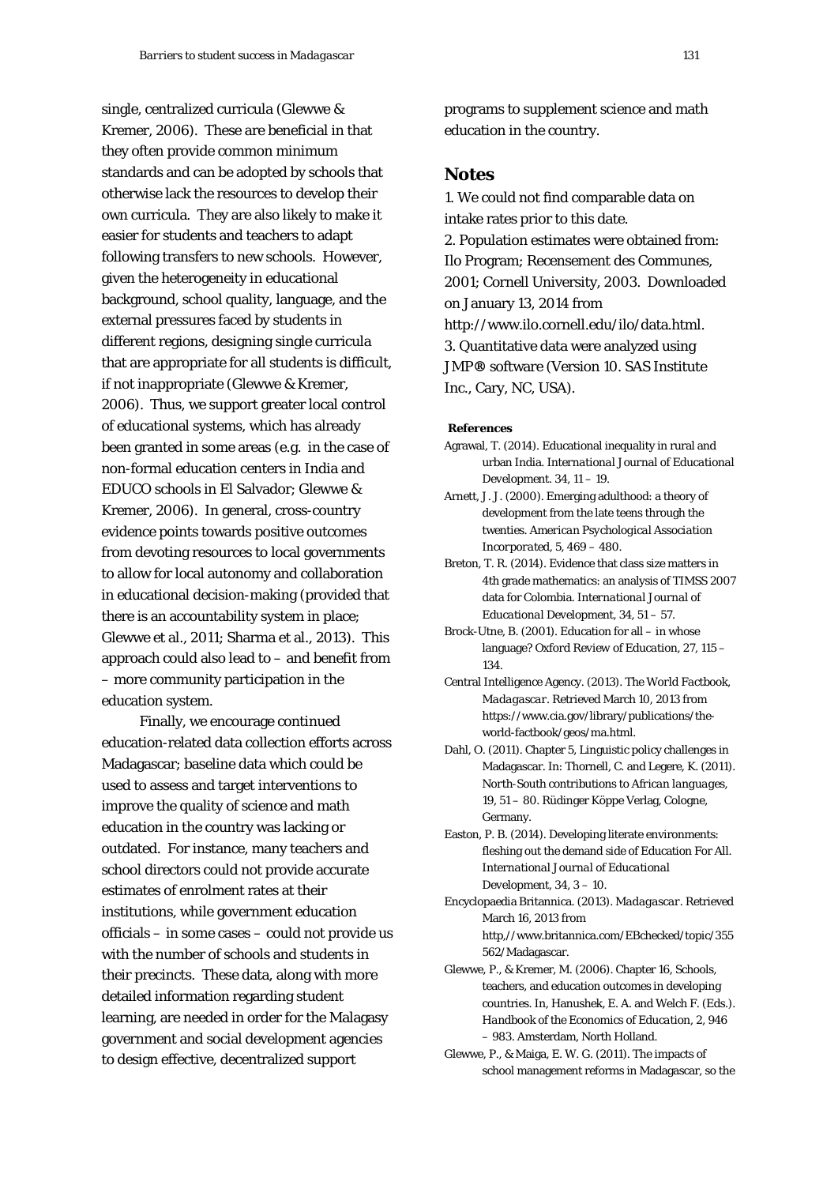single, centralized curricula (Glewwe & Kremer, 2006). These are beneficial in that they often provide common minimum standards and can be adopted by schools that otherwise lack the resources to develop their own curricula. They are also likely to make it easier for students and teachers to adapt following transfers to new schools. However, given the heterogeneity in educational background, school quality, language, and the external pressures faced by students in different regions, designing single curricula that are appropriate for all students is difficult, if not inappropriate (Glewwe & Kremer, 2006). Thus, we support greater local control of educational systems, which has already been granted in some areas (e.g. in the case of non-formal education centers in India and EDUCO schools in El Salvador; Glewwe & Kremer, 2006). In general, cross-country evidence points towards positive outcomes from devoting resources to local governments to allow for local autonomy and collaboration in educational decision-making (provided that there is an accountability system in place; Glewwe et al., 2011; Sharma et al., 2013). This approach could also lead to – and benefit from – more community participation in the education system.

Finally, we encourage continued education-related data collection efforts across Madagascar; baseline data which could be used to assess and target interventions to improve the quality of science and math education in the country was lacking or outdated. For instance, many teachers and school directors could not provide accurate estimates of enrolment rates at their institutions, while government education officials – in some cases – could not provide us with the number of schools and students in their precincts. These data, along with more detailed information regarding student learning, are needed in order for the Malagasy government and social development agencies to design effective, decentralized support programs to supplement science and math education in the country.

## Notes

1. We could not find comparable data on intake rates prior to this date.
2. Population estimates were obtained from: Ilo Program; Recensement des Communes, 2001; Cornell University, 2003. Downloaded on January 13, 2014 from http://www.ilo.cornell.edu/ilo/data.html.
3. Quantitative data were analyzed using JMP® software (Version 10. SAS Institute Inc., Cary, NC, USA).

**References**

Agrawal, T. (2014). Educational inequality in rural and urban India. *International Journal of Educational Development*. 34, 11 – 19.

Arnett, J. J. (2000). Emerging adulthood: a theory of development from the late teens through the twenties. *American Psychological Association Incorporated*, 5, 469 – 480.

Breton, T. R. (2014). Evidence that class size matters in 4th grade mathematics: an analysis of TIMSS 2007 data for Colombia. *International Journal of Educational Development*, 34, 51 – 57.

Brock-Utne, B. (2001). Education for all – in whose language? *Oxford Review of Education*, 27, 115 – 134.

Central Intelligence Agency. (2013). *The World Factbook, Madagascar*. Retrieved March 10, 2013 from https://www.cia.gov/library/publications/the-world-factbook/geos/ma.html.

Dahl, O. (2011). Chapter 5, Linguistic policy challenges in Madagascar. In: Thornell, C. and Legere, K. (2011). *North-South contributions to African languages*, 19, 51 – 80. Rüdinger Köppe Verlag, Cologne, Germany.

Easton, P. B. (2014). Developing literate environments: fleshing out the demand side of Education For All. *International Journal of Educational Development*, 34, 3 – 10.

Encyclopaedia Britannica. (2013). *Madagascar*. Retrieved March 16, 2013 from http,//www.britannica.com/EBchecked/topic/355562/Madagascar.

Glewwe, P., & Kremer, M. (2006). Chapter 16, Schools, teachers, and education outcomes in developing countries. In, Hanushek, E. A. and Welch F. (Eds.). *Handbook of the Economics of Education*, 2, 946 – 983. Amsterdam, North Holland.

Glewwe, P., & Maiga, E. W. G. (2011). The impacts of school management reforms in Madagascar, so the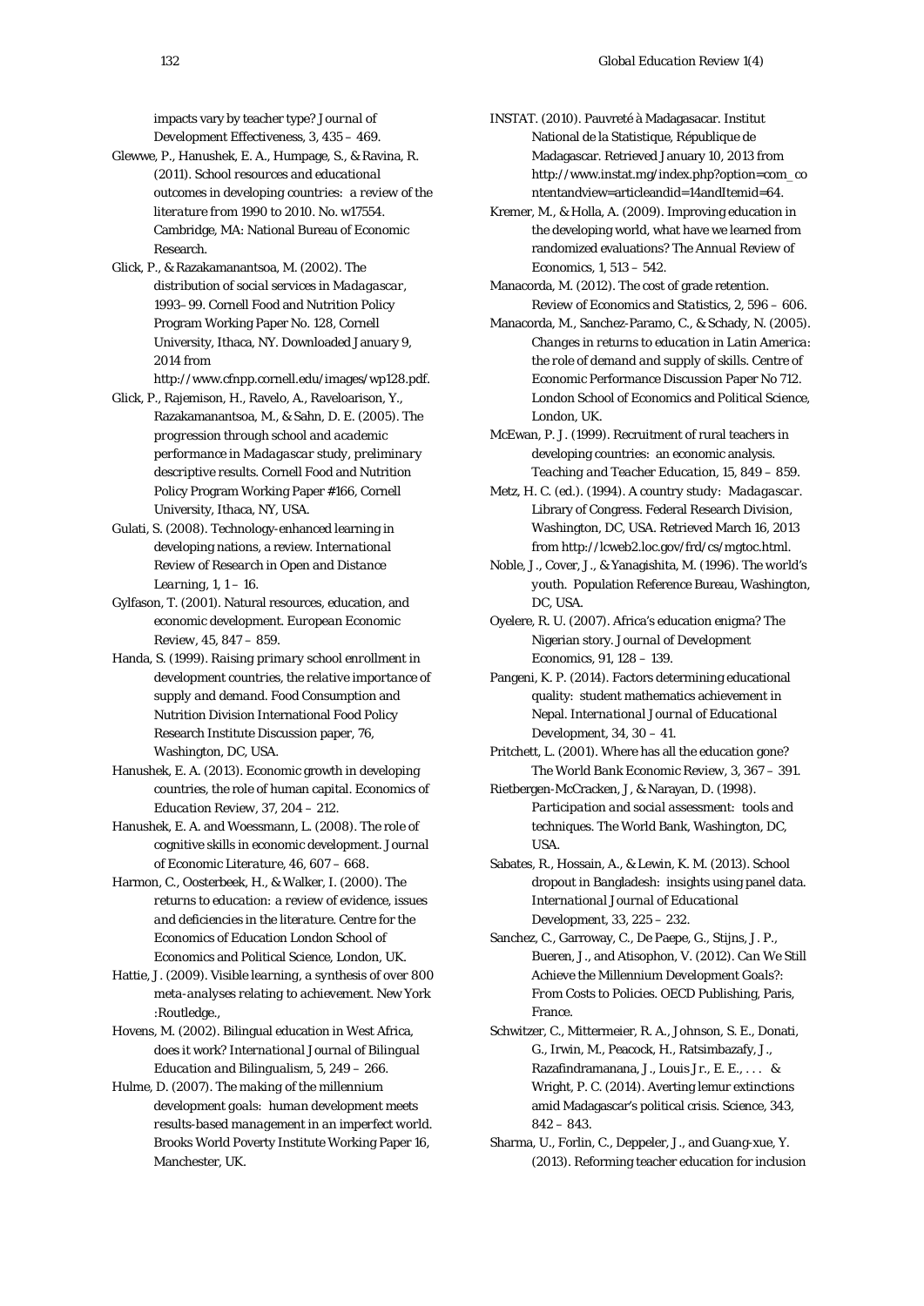impacts vary by teacher type? *Journal of Development Effectiveness*, 3, 435 – 469.

Glewwe, P., Hanushek, E. A., Humpage, S., & Ravina, R. (2011). *School resources and educational outcomes in developing countries: a review of the literature from 1990 to 2010*. No. w17554. Cambridge, MA: National Bureau of Economic Research.

Glick, P., & Razakamanantsoa, M. (2002). *The distribution of social services in Madagascar, 1993–99*. Cornell Food and Nutrition Policy Program Working Paper No. 128, Cornell University, Ithaca, NY. Downloaded January 9, 2014 from http://www.cfnpp.cornell.edu/images/wp128.pdf.

Glick, P., Rajemison, H., Ravelo, A., Raveloarison, Y., Razakamanantsoa, M., & Sahn, D. E. (2005). *The progression through school and academic performance in Madagascar study, preliminary descriptive results*. Cornell Food and Nutrition Policy Program Working Paper #166, Cornell University, Ithaca, NY, USA.

Gulati, S. (2008). Technology-enhanced learning in developing nations, a review. *International Review of Research in Open and Distance Learning*, 1, 1 – 16.

Gylfason, T. (2001). Natural resources, education, and economic development. *European Economic Review*, 45, 847 – 859.

Handa, S. (1999). *Raising primary school enrollment in development countries, the relative importance of supply and demand*. Food Consumption and Nutrition Division International Food Policy Research Institute Discussion paper, 76, Washington, DC, USA.

Hanushek, E. A. (2013). Economic growth in developing countries, the role of human capital. *Economics of Education Review*, 37, 204 – 212.

Hanushek, E. A. and Woessmann, L. (2008). The role of cognitive skills in economic development. *Journal of Economic Literature*, 46, 607 – 668.

Harmon, C., Oosterbeek, H., & Walker, I. (2000). *The returns to education: a review of evidence, issues and deficiencies in the literature*. Centre for the Economics of Education London School of Economics and Political Science, London, UK.

Hattie, J. (2009). *Visible learning, a synthesis of over 800 meta-analyses relating to achievement*. New York :Routledge.,

Hovens, M. (2002). Bilingual education in West Africa, does it work? *International Journal of Bilingual Education and Bilingualism*, 5, 249 – 266.

Hulme, D. (2007). *The making of the millennium development goals: human development meets results-based management in an imperfect world*. Brooks World Poverty Institute Working Paper 16, Manchester, UK.

INSTAT. (2010). Pauvreté à Madagasacar. Institut National de la Statistique, République de Madagascar. Retrieved January 10, 2013 from http://www.instat.mg/index.php?option=com_contentandview=articleandid=14andItemid=64.

Kremer, M., & Holla, A. (2009). Improving education in the developing world, what have we learned from randomized evaluations? *The Annual Review of Economics*, 1, 513 – 542.

Manacorda, M. (2012). The cost of grade retention. *Review of Economics and Statistics*, 2, 596 – 606.

Manacorda, M., Sanchez-Paramo, C., & Schady, N. (2005). *Changes in returns to education in Latin America: the role of demand and supply of skills*. Centre of Economic Performance Discussion Paper No 712. London School of Economics and Political Science, London, UK.

McEwan, P. J. (1999). Recruitment of rural teachers in developing countries: an economic analysis. *Teaching and Teacher Education*, 15, 849 – 859.

Metz, H. C. (ed.). (1994). *A country study: Madagascar*. Library of Congress. Federal Research Division, Washington, DC, USA. Retrieved March 16, 2013 from http://lcweb2.loc.gov/frd/cs/mgtoc.html.

Noble, J., Cover, J., & Yanagishita, M. (1996). *The world's youth*. Population Reference Bureau, Washington, DC, USA.

Oyelere, R. U. (2007). Africa's education enigma? The Nigerian story. *Journal of Development Economics*, 91, 128 – 139.

Pangeni, K. P. (2014). Factors determining educational quality: student mathematics achievement in Nepal. *International Journal of Educational Development*, 34, 30 – 41.

Pritchett, L. (2001). Where has all the education gone? *The World Bank Economic Review*, 3, 367 – 391.

Rietbergen-McCracken, J, & Narayan, D. (1998). *Participation and social assessment: tools and techniques*. The World Bank, Washington, DC, USA.

Sabates, R., Hossain, A., & Lewin, K. M. (2013). School dropout in Bangladesh: insights using panel data. *International Journal of Educational Development*, 33, 225 – 232.

Sanchez, C., Garroway, C., De Paepe, G., Stijns, J. P., Bueren, J., and Atisophon, V. (2012). Can We Still Achieve the Millennium Development Goals?: From Costs to Policies. OECD Publishing, Paris, France.

Schwitzer, C., Mittermeier, R. A., Johnson, S. E., Donati, G., Irwin, M., Peacock, H., Ratsimbazafy, J., Razafindramanana, J., Louis Jr., E. E., . . . & Wright, P. C. (2014). Averting lemur extinctions amid Madagascar's political crisis. *Science*, 343, 842 – 843.

Sharma, U., Forlin, C., Deppeler, J., and Guang-xue, Y. (2013). Reforming teacher education for inclusion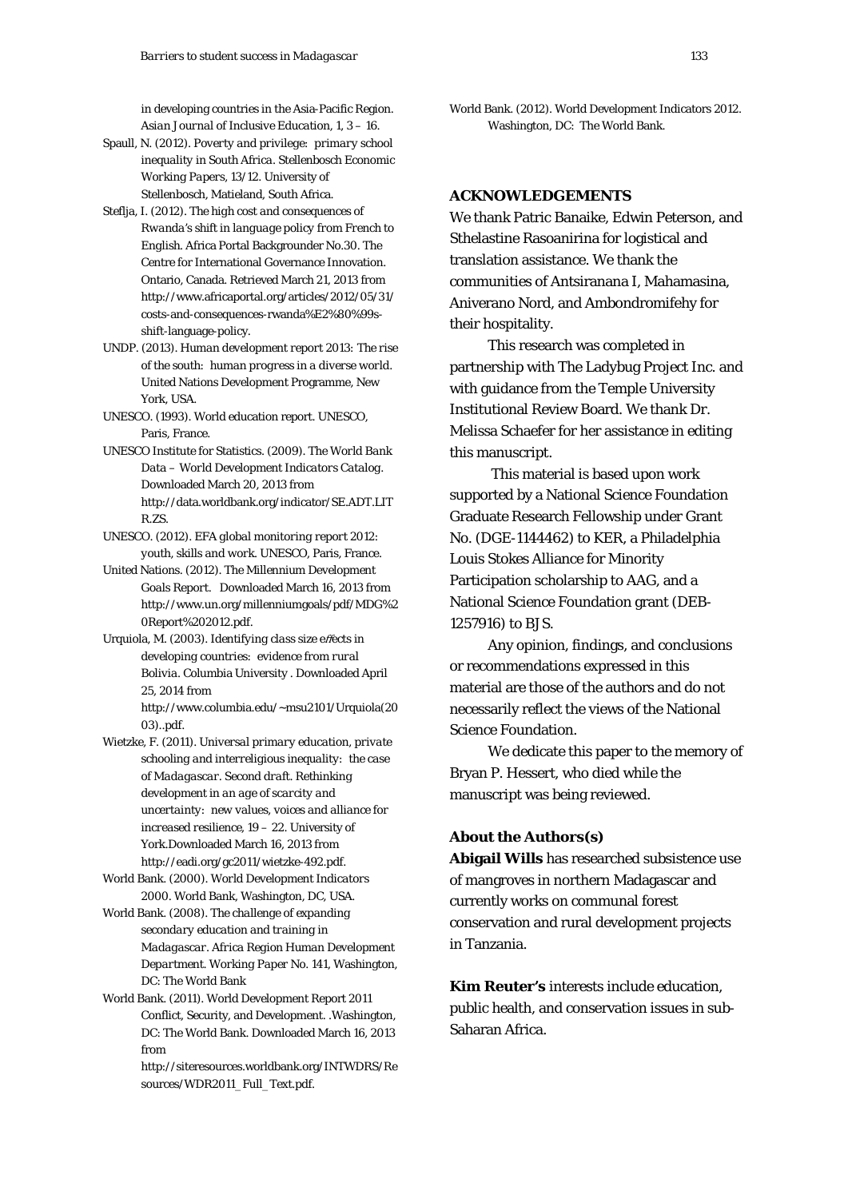in developing countries in the Asia-Pacific Region. *Asian Journal of Inclusive Education, 1*, 3 – 16.

Spaull, N. (2012). *Poverty and privilege: primary school inequality in South Africa. Stellenbosch Economic Working Papers*, 13/12. University of Stellenbosch, Matieland, South Africa.

Steflja, I. (2012). *The high cost and consequences of Rwanda's shift in language policy from French to English.* Africa Portal Backgrounder No.30. The Centre for International Governance Innovation. Ontario, Canada. Retrieved March 21, 2013 from http://www.africaportal.org/articles/2012/05/31/costs-and-consequences-rwanda%E2%80%99s-shift-language-policy.

UNDP. (2013). *Human development report 2013: The rise of the south: human progress in a diverse world.* United Nations Development Programme, New York, USA.

UNESCO. (1993). *World education report.* UNESCO, Paris, France.

UNESCO Institute for Statistics. (2009). *The World Bank Data – World Development Indicators Catalog.* Downloaded March 20, 2013 from http://data.worldbank.org/indicator/SE.ADT.LITR.ZS.

UNESCO. (2012). *EFA global monitoring report 2012: youth, skills and work.* UNESCO, Paris, France.

United Nations. (2012). *The Millennium Development Goals Report.* Downloaded March 16, 2013 from http://www.un.org/millenniumgoals/pdf/MDG%20Report%202012.pdf.

Urquiola, M. (2003). *Identifying class size effects in developing countries: evidence from rural Bolivia.* Columbia University . Downloaded April 25, 2014 from http://www.columbia.edu/~msu2101/Urquiola(2003)..pdf.

Wietzke, F. (2011). *Universal primary education, private schooling and interreligious inequality: the case of Madagascar. Second draft. Rethinking development in an age of scarcity and uncertainty: new values, voices and alliance for increased resilience*, 19 – 22. University of York.Downloaded March 16, 2013 from http://eadi.org/gc2011/wietzke-492.pdf.

World Bank. (2000). *World Development Indicators 2000.* World Bank, Washington, DC, USA.

World Bank. (2008). *The challenge of expanding secondary education and training in Madagascar. Africa Region Human Development Department.* Working Paper No. 141, Washington, DC: The World Bank

World Bank. (2011). World Development Report 2011 Conflict, Security, and Development. .Washington, DC: The World Bank. Downloaded March 16, 2013 from http://siteresources.worldbank.org/INTWDRS/Resources/WDR2011_Full_Text.pdf.

World Bank. (2012). World Development Indicators 2012. Washington, DC: The World Bank.

## ACKNOWLEDGEMENTS

We thank Patric Banaike, Edwin Peterson, and Sthelastine Rasoanirina for logistical and translation assistance. We thank the communities of Antsiranana I, Mahamasina, Aniverano Nord, and Ambondromifehy for their hospitality.

This research was completed in partnership with The Ladybug Project Inc. and with guidance from the Temple University Institutional Review Board. We thank Dr. Melissa Schaefer for her assistance in editing this manuscript.

This material is based upon work supported by a National Science Foundation Graduate Research Fellowship under Grant No. (DGE-1144462) to KER, a Philadelphia Louis Stokes Alliance for Minority Participation scholarship to AAG, and a National Science Foundation grant (DEB-1257916) to BJS.

Any opinion, findings, and conclusions or recommendations expressed in this material are those of the authors and do not necessarily reflect the views of the National Science Foundation.

We dedicate this paper to the memory of Bryan P. Hessert, who died while the manuscript was being reviewed.

## About the Authors(s)

**Abigail Wills** has researched subsistence use of mangroves in northern Madagascar and currently works on communal forest conservation and rural development projects in Tanzania.

**Kim Reuter's** interests include education, public health, and conservation issues in sub-Saharan Africa.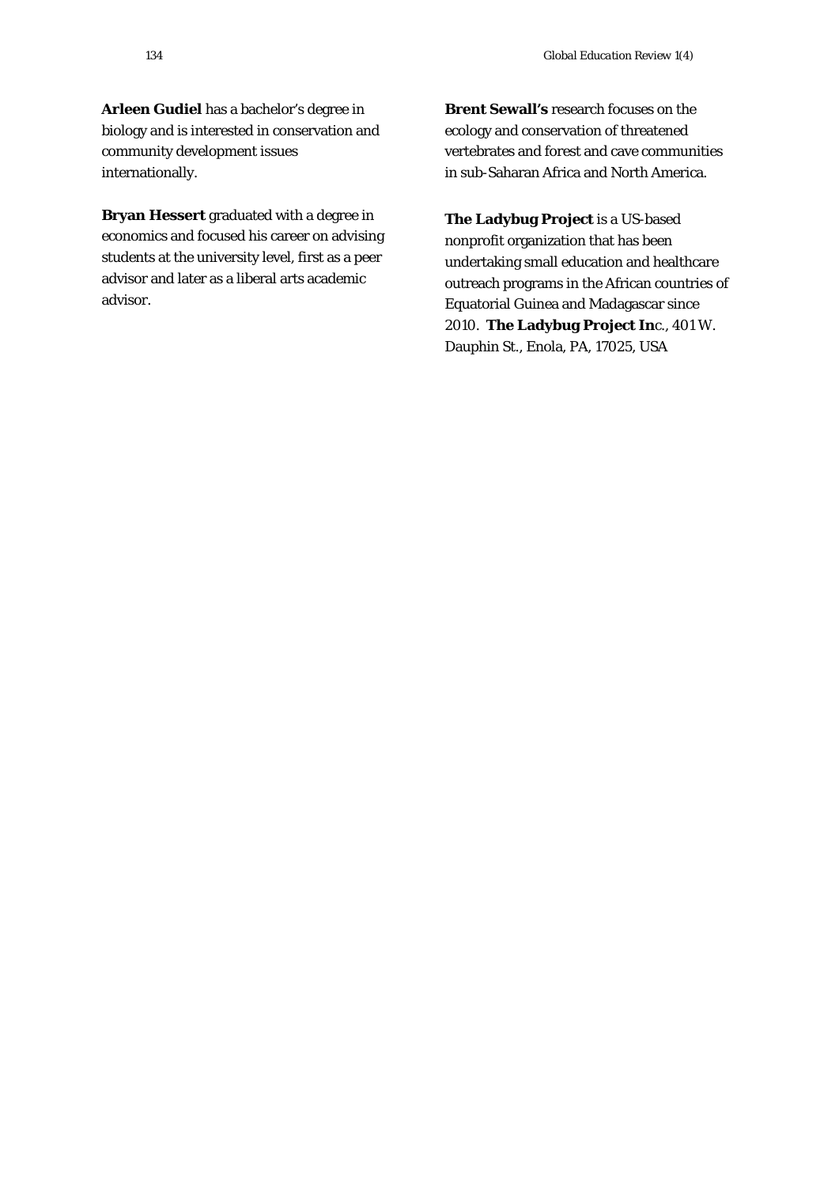**Arleen Gudiel** has a bachelor's degree in biology and is interested in conservation and community development issues internationally.

**Bryan Hessert** graduated with a degree in economics and focused his career on advising students at the university level, first as a peer advisor and later as a liberal arts academic advisor.

**Brent Sewall's** research focuses on the ecology and conservation of threatened vertebrates and forest and cave communities in sub-Saharan Africa and North America.

**The Ladybug Project** is a US-based nonprofit organization that has been undertaking small education and healthcare outreach programs in the African countries of Equatorial Guinea and Madagascar since 2010. **The Ladybug Project In**c., 401 W. Dauphin St., Enola, PA, 17025, USA